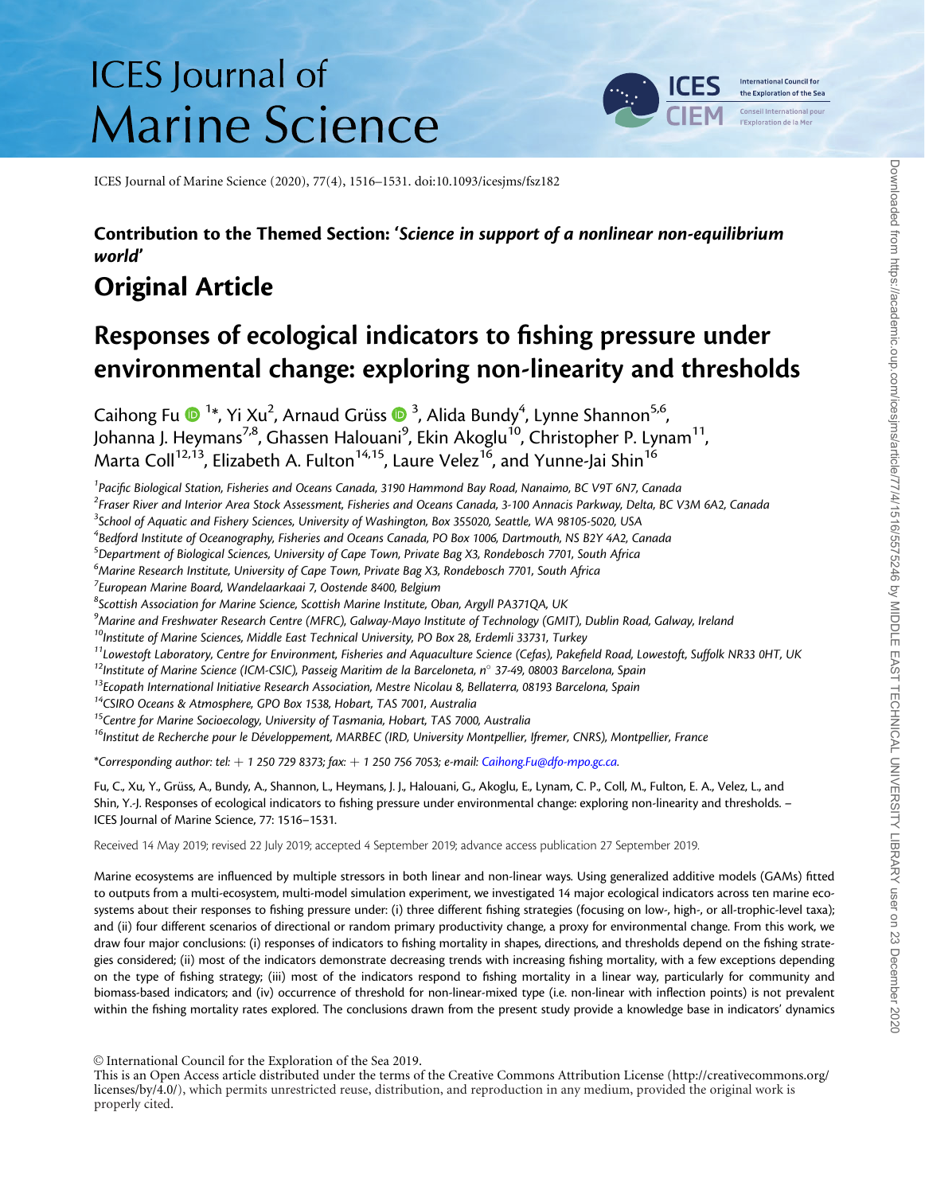ICES Journal of Marine Science (2020), 77(4), 1516–1531. doi:10.1093/icesjms/fsz182

**Contribution to the Themed Section: '*Science in support of a nonlinear non-equilibrium world*'**

## Original Article

# Responses of ecological indicators to fishing pressure under environmental change: exploring non-linearity and thresholds

Caihong Fu [1]*, Yi Xu[2], Arnaud Grüss [3], Alida Bundy[4], Lynne Shannon[5,6], Johanna J. Heymans[7,8], Ghassen Halouani[9], Ekin Akoglu[10], Christopher P. Lynam[11], Marta Coll[12,13], Elizabeth A. Fulton[14,15], Laure Velez[16], and Yunne-Jai Shin[16]

[1]*Pacific Biological Station, Fisheries and Oceans Canada, 3190 Hammond Bay Road, Nanaimo, BC V9T 6N7, Canada*
[2]*Fraser River and Interior Area Stock Assessment, Fisheries and Oceans Canada, 3-100 Annacis Parkway, Delta, BC V3M 6A2, Canada*
[3]*School of Aquatic and Fishery Sciences, University of Washington, Box 355020, Seattle, WA 98105-5020, USA*
[4]*Bedford Institute of Oceanography, Fisheries and Oceans Canada, PO Box 1006, Dartmouth, NS B2Y 4A2, Canada*
[5]*Department of Biological Sciences, University of Cape Town, Private Bag X3, Rondebosch 7701, South Africa*
[6]*Marine Research Institute, University of Cape Town, Private Bag X3, Rondebosch 7701, South Africa*
[7]*European Marine Board, Wandelaarkaai 7, Oostende 8400, Belgium*
[8]*Scottish Association for Marine Science, Scottish Marine Institute, Oban, Argyll PA371QA, UK*
[9]*Marine and Freshwater Research Centre (MFRC), Galway-Mayo Institute of Technology (GMIT), Dublin Road, Galway, Ireland*
[10]*Institute of Marine Sciences, Middle East Technical University, PO Box 28, Erdemli 33731, Turkey*
[11]*Lowestoft Laboratory, Centre for Environment, Fisheries and Aquaculture Science (Cefas), Pakefield Road, Lowestoft, Suffolk NR33 0HT, UK*
[12]*Institute of Marine Science (ICM-CSIC), Passeig Marítim de la Barceloneta, n° 37-49, 08003 Barcelona, Spain*
[13]*Ecopath International Initiative Research Association, Mestre Nicolau 8, Bellaterra, 08193 Barcelona, Spain*
[14]*CSIRO Oceans & Atmosphere, GPO Box 1538, Hobart, TAS 7001, Australia*
[15]*Centre for Marine Socioecology, University of Tasmania, Hobart, TAS 7000, Australia*
[16]*Institut de Recherche pour le Développement, MARBEC (IRD, University Montpellier, Ifremer, CNRS), Montpellier, France*

*\*Corresponding author: tel: + 1 250 729 8373; fax: + 1 250 756 7053; e-mail: Caihong.Fu@dfo-mpo.gc.ca.*

Fu, C., Xu, Y., Grüss, A., Bundy, A., Shannon, L., Heymans, J. J., Halouani, G., Akoglu, E., Lynam, C. P., Coll, M., Fulton, E. A., Velez, L., and Shin, Y.-J. Responses of ecological indicators to fishing pressure under environmental change: exploring non-linearity and thresholds. – ICES Journal of Marine Science, 77: 1516–1531.

Received 14 May 2019; revised 22 July 2019; accepted 4 September 2019; advance access publication 27 September 2019.

Marine ecosystems are influenced by multiple stressors in both linear and non-linear ways. Using generalized additive models (GAMs) fitted to outputs from a multi-ecosystem, multi-model simulation experiment, we investigated 14 major ecological indicators across ten marine ecosystems about their responses to fishing pressure under: (i) three different fishing strategies (focusing on low-, high-, or all-trophic-level taxa); and (ii) four different scenarios of directional or random primary productivity change, a proxy for environmental change. From this work, we draw four major conclusions: (i) responses of indicators to fishing mortality in shapes, directions, and thresholds depend on the fishing strategies considered; (ii) most of the indicators demonstrate decreasing trends with increasing fishing mortality, with a few exceptions depending on the type of fishing strategy; (iii) most of the indicators respond to fishing mortality in a linear way, particularly for community and biomass-based indicators; and (iv) occurrence of threshold for non-linear-mixed type (i.e. non-linear with inflection points) is not prevalent within the fishing mortality rates explored. The conclusions drawn from the present study provide a knowledge base in indicators' dynamics

© International Council for the Exploration of the Sea 2019.
This is an Open Access article distributed under the terms of the Creative Commons Attribution License (http://creativecommons.org/licenses/by/4.0/), which permits unrestricted reuse, distribution, and reproduction in any medium, provided the original work is properly cited.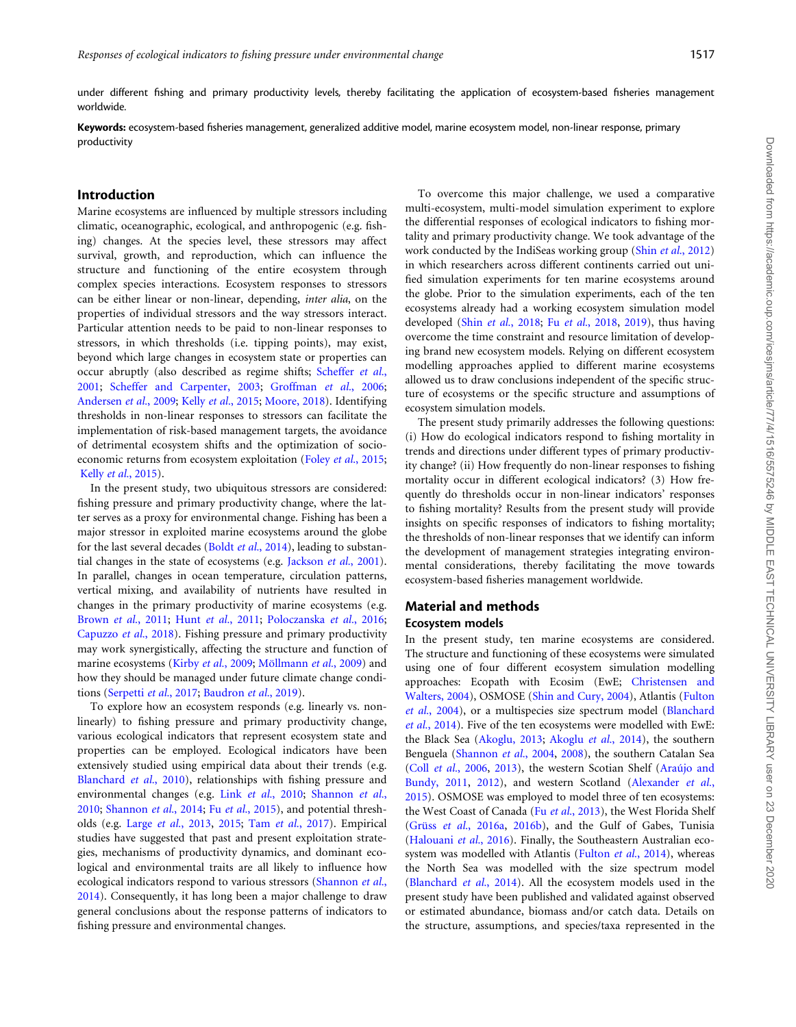under different fishing and primary productivity levels, thereby facilitating the application of ecosystem-based fisheries management worldwide.

**Keywords:** ecosystem-based fisheries management, generalized additive model, marine ecosystem model, non-linear response, primary productivity

## Introduction

Marine ecosystems are influenced by multiple stressors including climatic, oceanographic, ecological, and anthropogenic (e.g. fishing) changes. At the species level, these stressors may affect survival, growth, and reproduction, which can influence the structure and functioning of the entire ecosystem through complex species interactions. Ecosystem responses to stressors can be either linear or non-linear, depending, *inter alia*, on the properties of individual stressors and the way stressors interact. Particular attention needs to be paid to non-linear responses to stressors, in which thresholds (i.e. tipping points), may exist, beyond which large changes in ecosystem state or properties can occur abruptly (also described as regime shifts; Scheffer *et al.*, 2001; Scheffer and Carpenter, 2003; Groffman *et al.*, 2006; Andersen *et al.*, 2009; Kelly *et al.*, 2015; Moore, 2018). Identifying thresholds in non-linear responses to stressors can facilitate the implementation of risk-based management targets, the avoidance of detrimental ecosystem shifts and the optimization of socio-economic returns from ecosystem exploitation (Foley *et al.*, 2015; Kelly *et al.*, 2015).

In the present study, two ubiquitous stressors are considered: fishing pressure and primary productivity change, where the latter serves as a proxy for environmental change. Fishing has been a major stressor in exploited marine ecosystems around the globe for the last several decades (Boldt *et al.*, 2014), leading to substantial changes in the state of ecosystems (e.g. Jackson *et al.*, 2001). In parallel, changes in ocean temperature, circulation patterns, vertical mixing, and availability of nutrients have resulted in changes in the primary productivity of marine ecosystems (e.g. Brown *et al.*, 2011; Hunt *et al.*, 2011; Poloczanska *et al.*, 2016; Capuzzo *et al.*, 2018). Fishing pressure and primary productivity may work synergistically, affecting the structure and function of marine ecosystems (Kirby *et al.*, 2009; Möllmann *et al.*, 2009) and how they should be managed under future climate change conditions (Serpetti *et al.*, 2017; Baudron *et al.*, 2019).

To explore how an ecosystem responds (e.g. linearly vs. non-linearly) to fishing pressure and primary productivity change, various ecological indicators that represent ecosystem state and properties can be employed. Ecological indicators have been extensively studied using empirical data about their trends (e.g. Blanchard *et al.*, 2010), relationships with fishing pressure and environmental changes (e.g. Link *et al.*, 2010; Shannon *et al.*, 2010; Shannon *et al.*, 2014; Fu *et al.*, 2015), and potential thresholds (e.g. Large *et al.*, 2013, 2015; Tam *et al.*, 2017). Empirical studies have suggested that past and present exploitation strategies, mechanisms of productivity dynamics, and dominant ecological and environmental traits are all likely to influence how ecological indicators respond to various stressors (Shannon *et al.*, 2014). Consequently, it has long been a major challenge to draw general conclusions about the response patterns of indicators to fishing pressure and environmental changes.

To overcome this major challenge, we used a comparative multi-ecosystem, multi-model simulation experiment to explore the differential responses of ecological indicators to fishing mortality and primary productivity change. We took advantage of the work conducted by the IndiSeas working group (Shin *et al.*, 2012) in which researchers across different continents carried out unified simulation experiments for ten marine ecosystems around the globe. Prior to the simulation experiments, each of the ten ecosystems already had a working ecosystem simulation model developed (Shin *et al.*, 2018; Fu *et al.*, 2018, 2019), thus having overcome the time constraint and resource limitation of developing brand new ecosystem models. Relying on different ecosystem modelling approaches applied to different marine ecosystems allowed us to draw conclusions independent of the specific structure of ecosystems or the specific structure and assumptions of ecosystem simulation models.

The present study primarily addresses the following questions: (i) How do ecological indicators respond to fishing mortality in trends and directions under different types of primary productivity change? (ii) How frequently do non-linear responses to fishing mortality occur in different ecological indicators? (3) How frequently do thresholds occur in non-linear indicators' responses to fishing mortality? Results from the present study will provide insights on specific responses of indicators to fishing mortality; the thresholds of non-linear responses that we identify can inform the development of management strategies integrating environmental considerations, thereby facilitating the move towards ecosystem-based fisheries management worldwide.

## Material and methods

### Ecosystem models

In the present study, ten marine ecosystems are considered. The structure and functioning of these ecosystems were simulated using one of four different ecosystem simulation modelling approaches: Ecopath with Ecosim (EwE; Christensen and Walters, 2004), OSMOSE (Shin and Cury, 2004), Atlantis (Fulton *et al.*, 2004), or a multispecies size spectrum model (Blanchard *et al.*, 2014). Five of the ten ecosystems were modelled with EwE: the Black Sea (Akoglu, 2013; Akoglu *et al.*, 2014), the southern Benguela (Shannon *et al.*, 2004, 2008), the southern Catalan Sea (Coll *et al.*, 2006, 2013), the western Scotian Shelf (Araújo and Bundy, 2011, 2012), and western Scotland (Alexander *et al.*, 2015). OSMOSE was employed to model three of ten ecosystems: the West Coast of Canada (Fu *et al.*, 2013), the West Florida Shelf (Grüss *et al.*, 2016a, 2016b), and the Gulf of Gabes, Tunisia (Halouani *et al.*, 2016). Finally, the Southeastern Australian ecosystem was modelled with Atlantis (Fulton *et al.*, 2014), whereas the North Sea was modelled with the size spectrum model (Blanchard *et al.*, 2014). All the ecosystem models used in the present study have been published and validated against observed or estimated abundance, biomass and/or catch data. Details on the structure, assumptions, and species/taxa represented in the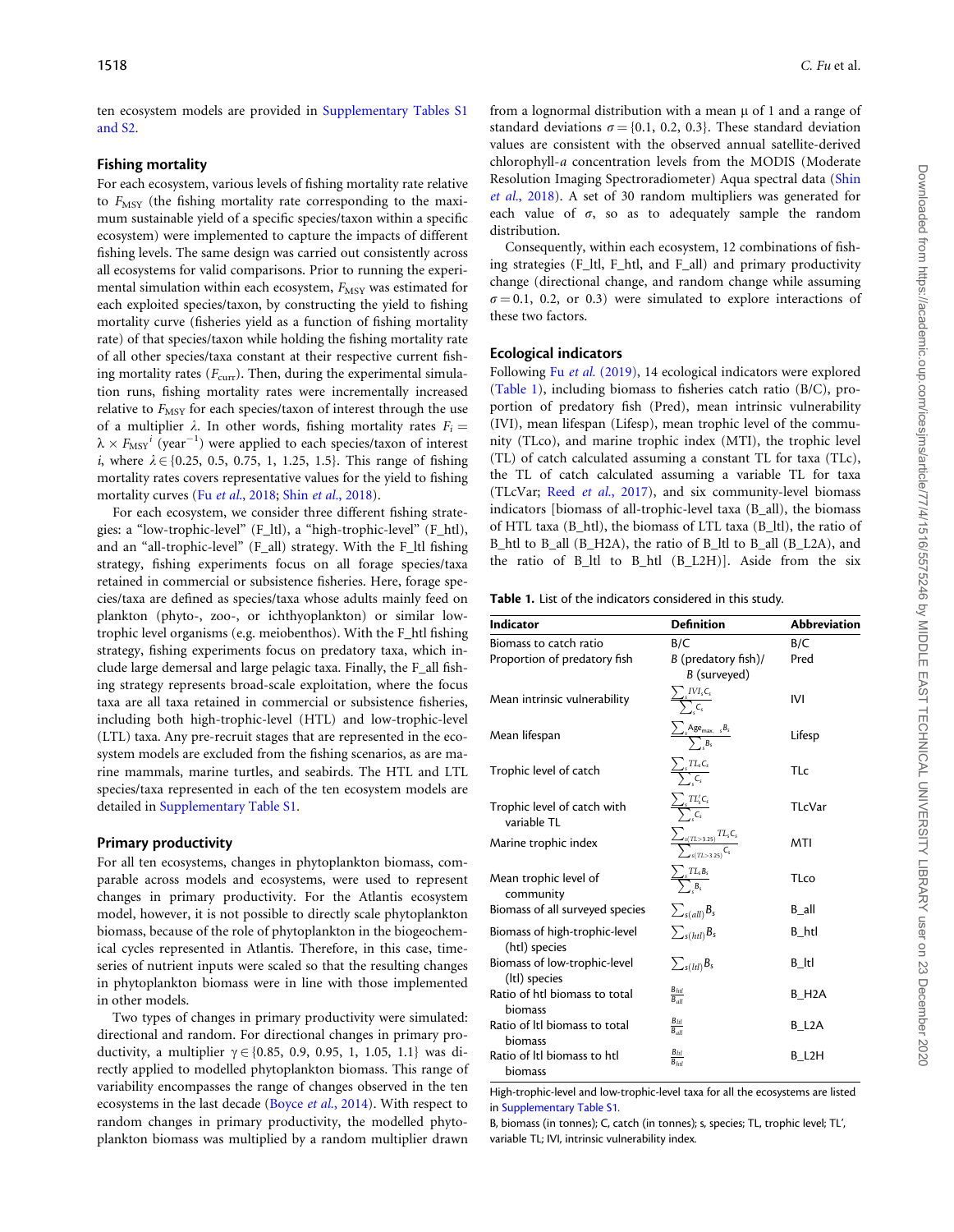ten ecosystem models are provided in Supplementary Tables S1 and S2.

## Fishing mortality

For each ecosystem, various levels of fishing mortality rate relative to $F_{MSY}$ (the fishing mortality rate corresponding to the maximum sustainable yield of a specific species/taxon within a specific ecosystem) were implemented to capture the impacts of different fishing levels. The same design was carried out consistently across all ecosystems for valid comparisons. Prior to running the experimental simulation within each ecosystem, $F_{MSY}$ was estimated for each exploited species/taxon, by constructing the yield to fishing mortality curve (fisheries yield as a function of fishing mortality rate) of that species/taxon while holding the fishing mortality rate of all other species/taxa constant at their respective current fishing mortality rates ($F_{curr}$). Then, during the experimental simulation runs, fishing mortality rates were incrementally increased relative to $F_{MSY}$ for each species/taxon of interest through the use of a multiplier $\lambda$. In other words, fishing mortality rates $F_i = \lambda \times F_{MSY}{}^i$ (year$^{-1}$) were applied to each species/taxon of interest $i$, where $\lambda \in \{0.25, 0.5, 0.75, 1, 1.25, 1.5\}$. This range of fishing mortality rates covers representative values for the yield to fishing mortality curves (Fu *et al.*, 2018; Shin *et al.*, 2018).

For each ecosystem, we chose three different fishing strategies: a "low-trophic-level" (F_ltl), a "high-trophic-level" (F_htl), and an "all-trophic-level" (F_all) strategy. With the F_ltl fishing strategy, fishing experiments focus on all forage species/taxa retained in commercial or subsistence fisheries. Here, forage species/taxa are defined as species/taxa whose adults mainly feed on plankton (phyto-, zoo-, or ichthyoplankton) or similar low-trophic level organisms (e.g. meiobenthos). With the F_htl fishing strategy, fishing experiments focus on predatory taxa, which include large demersal and large pelagic taxa. Finally, the F_all fishing strategy represents broad-scale exploitation, where the focus taxa are all taxa retained in commercial or subsistence fisheries, including both high-trophic-level (HTL) and low-trophic-level (LTL) taxa. Any pre-recruit stages that are represented in the ecosystem models are excluded from the fishing scenarios, as are marine mammals, marine turtles, and seabirds. The HTL and LTL species/taxa represented in each of the ten ecosystem models are detailed in Supplementary Table S1.

## Primary productivity

For all ten ecosystems, changes in phytoplankton biomass, comparable across models and ecosystems, were used to represent changes in primary productivity. For the Atlantis ecosystem model, however, it is not possible to directly scale phytoplankton biomass, because of the role of phytoplankton in the biogeochemical cycles represented in Atlantis. Therefore, in this case, time-series of nutrient inputs were scaled so that the resulting changes in phytoplankton biomass were in line with those implemented in other models.

Two types of changes in primary productivity were simulated: directional and random. For directional changes in primary productivity, a multiplier $\gamma \in \{0.85, 0.9, 0.95, 1, 1.05, 1.1\}$ was directly applied to modelled phytoplankton biomass. This range of variability encompasses the range of changes observed in the ten ecosystems in the last decade (Boyce *et al.*, 2014). With respect to random changes in primary productivity, the modelled phytoplankton biomass was multiplied by a random multiplier drawn from a lognormal distribution with a mean $\mu$ of 1 and a range of standard deviations $\sigma = \{0.1, 0.2, 0.3\}$. These standard deviation values are consistent with the observed annual satellite-derived chlorophyll-*a* concentration levels from the MODIS (Moderate Resolution Imaging Spectroradiometer) Aqua spectral data (Shin *et al.*, 2018). A set of 30 random multipliers was generated for each value of $\sigma$, so as to adequately sample the random distribution.

Consequently, within each ecosystem, 12 combinations of fishing strategies (F_ltl, F_htl, and F_all) and primary productivity change (directional change, and random change while assuming $\sigma = 0.1$, 0.2, or 0.3) were simulated to explore interactions of these two factors.

## Ecological indicators

Following Fu *et al.* (2019), 14 ecological indicators were explored (Table 1), including biomass to fisheries catch ratio (B/C), proportion of predatory fish (Pred), mean intrinsic vulnerability (IVI), mean lifespan (Lifesp), mean trophic level of the community (TLco), and marine trophic index (MTI), the trophic level (TL) of catch calculated assuming a constant TL for taxa (TLc), the TL of catch calculated assuming a variable TL for taxa (TLcVar; Reed *et al.*, 2017), and six community-level biomass indicators [biomass of all-trophic-level taxa (B_all), the biomass of HTL taxa (B_htl), the biomass of LTL taxa (B_ltl), the ratio of B_htl to B_all (B_H2A), the ratio of B_ltl to B_all (B_L2A), and the ratio of B_ltl to B_htl (B_L2H)]. Aside from the six

**Table 1.** List of the indicators considered in this study.

| Indicator | Definition | Abbreviation |
|---|---|---|
| Biomass to catch ratio | B/C | B/C |
| Proportion of predatory fish | B (predatory fish)/ B (surveyed) | Pred |
| Mean intrinsic vulnerability | $\frac{\sum_s IVI_s C_s}{\sum_s C_s}$ | IVI |
| Mean lifespan | $\frac{\sum_s \mathrm{Age}_{\max_s} B_s}{\sum_s B_s}$ | Lifesp |
| Trophic level of catch | $\frac{\sum_s TL_s C_s}{\sum_s C_s}$ | TLc |
| Trophic level of catch with variable TL | $\frac{\sum_s TL'_s C_s}{\sum_s C_s}$ | TLcVar |
| Marine trophic index | $\frac{\sum_{s(TL>3.25)} TL_s C_s}{\sum_{s(TL>3.25)} C_s}$ | MTI |
| Mean trophic level of community | $\frac{\sum_s TL_s B_s}{\sum_s B_s}$ | TLco |
| Biomass of all surveyed species | $\sum_{s(all)} B_s$ | B_all |
| Biomass of high-trophic-level (htl) species | $\sum_{s(htl)} B_s$ | B_htl |
| Biomass of low-trophic-level (ltl) species | $\sum_{s(ltl)} B_s$ | B_ltl |
| Ratio of htl biomass to total biomass | $\frac{B_{htl}}{B_{all}}$ | B_H2A |
| Ratio of ltl biomass to total biomass | $\frac{B_{ltl}}{B_{all}}$ | B_L2A |
| Ratio of ltl biomass to htl biomass | $\frac{B_{ltl}}{B_{htl}}$ | B_L2H |

High-trophic-level and low-trophic-level taxa for all the ecosystems are listed in Supplementary Table S1.

B, biomass (in tonnes); C, catch (in tonnes); s, species; TL, trophic level; TL′, variable TL; IVI, intrinsic vulnerability index.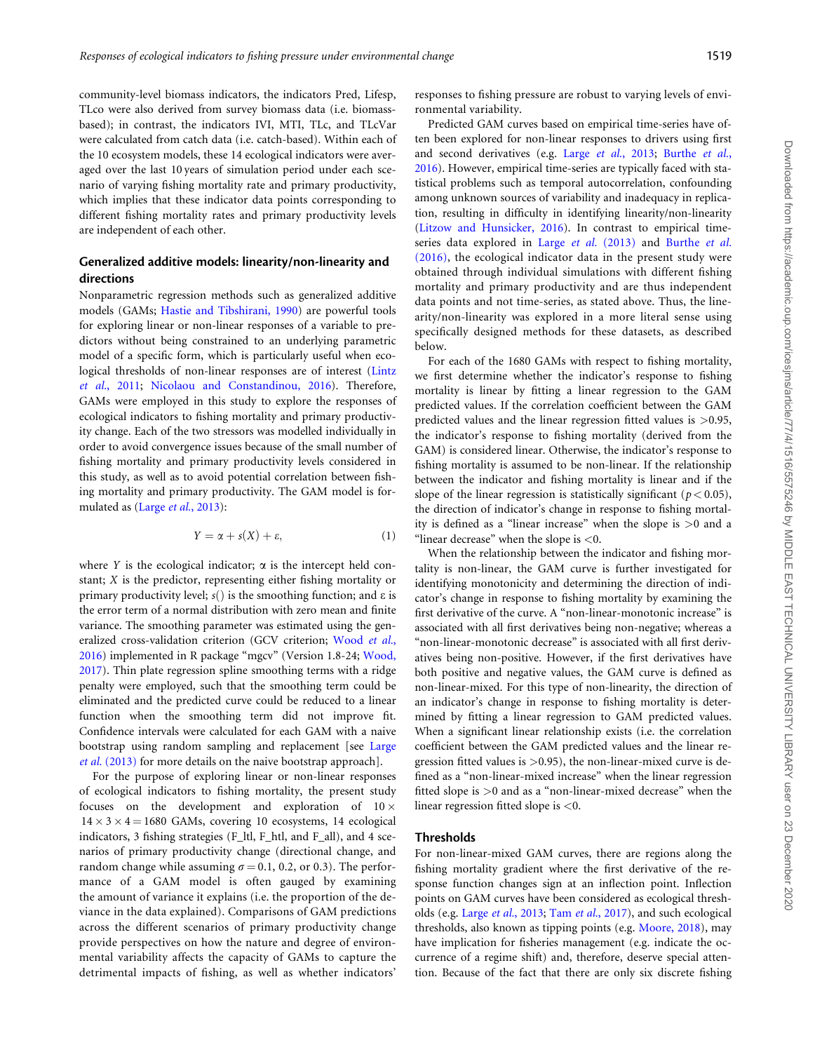community-level biomass indicators, the indicators Pred, Lifesp, TLco were also derived from survey biomass data (i.e. biomass-based); in contrast, the indicators IVI, MTI, TLc, and TLcVar were calculated from catch data (i.e. catch-based). Within each of the 10 ecosystem models, these 14 ecological indicators were averaged over the last 10 years of simulation period under each scenario of varying fishing mortality rate and primary productivity, which implies that these indicator data points corresponding to different fishing mortality rates and primary productivity levels are independent of each other.

## Generalized additive models: linearity/non-linearity and directions

Nonparametric regression methods such as generalized additive models (GAMs; Hastie and Tibshirani, 1990) are powerful tools for exploring linear or non-linear responses of a variable to predictors without being constrained to an underlying parametric model of a specific form, which is particularly useful when ecological thresholds of non-linear responses are of interest (Lintz *et al.*, 2011; Nicolaou and Constandinou, 2016). Therefore, GAMs were employed in this study to explore the responses of ecological indicators to fishing mortality and primary productivity change. Each of the two stressors was modelled individually in order to avoid convergence issues because of the small number of fishing mortality and primary productivity levels considered in this study, as well as to avoid potential correlation between fishing mortality and primary productivity. The GAM model is formulated as (Large *et al.*, 2013):

$$Y = \alpha + s(X) + \varepsilon, \tag{1}$$

where $Y$ is the ecological indicator; $\alpha$ is the intercept held constant; $X$ is the predictor, representing either fishing mortality or primary productivity level; $s()$ is the smoothing function; and $\varepsilon$ is the error term of a normal distribution with zero mean and finite variance. The smoothing parameter was estimated using the generalized cross-validation criterion (GCV criterion; Wood *et al.*, 2016) implemented in R package "mgcv" (Version 1.8-24; Wood, 2017). Thin plate regression spline smoothing terms with a ridge penalty were employed, such that the smoothing term could be eliminated and the predicted curve could be reduced to a linear function when the smoothing term did not improve fit. Confidence intervals were calculated for each GAM with a naive bootstrap using random sampling and replacement [see Large *et al.* (2013) for more details on the naive bootstrap approach].

For the purpose of exploring linear or non-linear responses of ecological indicators to fishing mortality, the present study focuses on the development and exploration of $10 \times 14 \times 3 \times 4 = 1680$ GAMs, covering 10 ecosystems, 14 ecological indicators, 3 fishing strategies (F_ltl, F_htl, and F_all), and 4 scenarios of primary productivity change (directional change, and random change while assuming $\sigma = 0.1$, 0.2, or 0.3). The performance of a GAM model is often gauged by examining the amount of variance it explains (i.e. the proportion of the deviance in the data explained). Comparisons of GAM predictions across the different scenarios of primary productivity change provide perspectives on how the nature and degree of environmental variability affects the capacity of GAMs to capture the detrimental impacts of fishing, as well as whether indicators' responses to fishing pressure are robust to varying levels of environmental variability.

Predicted GAM curves based on empirical time-series have often been explored for non-linear responses to drivers using first and second derivatives (e.g. Large *et al.*, 2013; Burthe *et al.*, 2016). However, empirical time-series are typically faced with statistical problems such as temporal autocorrelation, confounding among unknown sources of variability and inadequacy in replication, resulting in difficulty in identifying linearity/non-linearity (Litzow and Hunsicker, 2016). In contrast to empirical time-series data explored in Large *et al.* (2013) and Burthe *et al.* (2016), the ecological indicator data in the present study were obtained through individual simulations with different fishing mortality and primary productivity and are thus independent data points and not time-series, as stated above. Thus, the linearity/non-linearity was explored in a more literal sense using specifically designed methods for these datasets, as described below.

For each of the 1680 GAMs with respect to fishing mortality, we first determine whether the indicator's response to fishing mortality is linear by fitting a linear regression to the GAM predicted values. If the correlation coefficient between the GAM predicted values and the linear regression fitted values is $>0.95$, the indicator's response to fishing mortality (derived from the GAM) is considered linear. Otherwise, the indicator's response to fishing mortality is assumed to be non-linear. If the relationship between the indicator and fishing mortality is linear and if the slope of the linear regression is statistically significant ($p < 0.05$), the direction of indicator's change in response to fishing mortality is defined as a "linear increase" when the slope is $>0$ and a "linear decrease" when the slope is $<0$.

When the relationship between the indicator and fishing mortality is non-linear, the GAM curve is further investigated for identifying monotonicity and determining the direction of indicator's change in response to fishing mortality by examining the first derivative of the curve. A "non-linear-monotonic increase" is associated with all first derivatives being non-negative; whereas a "non-linear-monotonic decrease" is associated with all first derivatives being non-positive. However, if the first derivatives have both positive and negative values, the GAM curve is defined as non-linear-mixed. For this type of non-linearity, the direction of an indicator's change in response to fishing mortality is determined by fitting a linear regression to GAM predicted values. When a significant linear relationship exists (i.e. the correlation coefficient between the GAM predicted values and the linear regression fitted values is $>0.95$), the non-linear-mixed curve is defined as a "non-linear-mixed increase" when the linear regression fitted slope is $>0$ and as a "non-linear-mixed decrease" when the linear regression fitted slope is $<0$.

## Thresholds

For non-linear-mixed GAM curves, there are regions along the fishing mortality gradient where the first derivative of the response function changes sign at an inflection point. Inflection points on GAM curves have been considered as ecological thresholds (e.g. Large *et al.*, 2013; Tam *et al.*, 2017), and such ecological thresholds, also known as tipping points (e.g. Moore, 2018), may have implication for fisheries management (e.g. indicate the occurrence of a regime shift) and, therefore, deserve special attention. Because of the fact that there are only six discrete fishing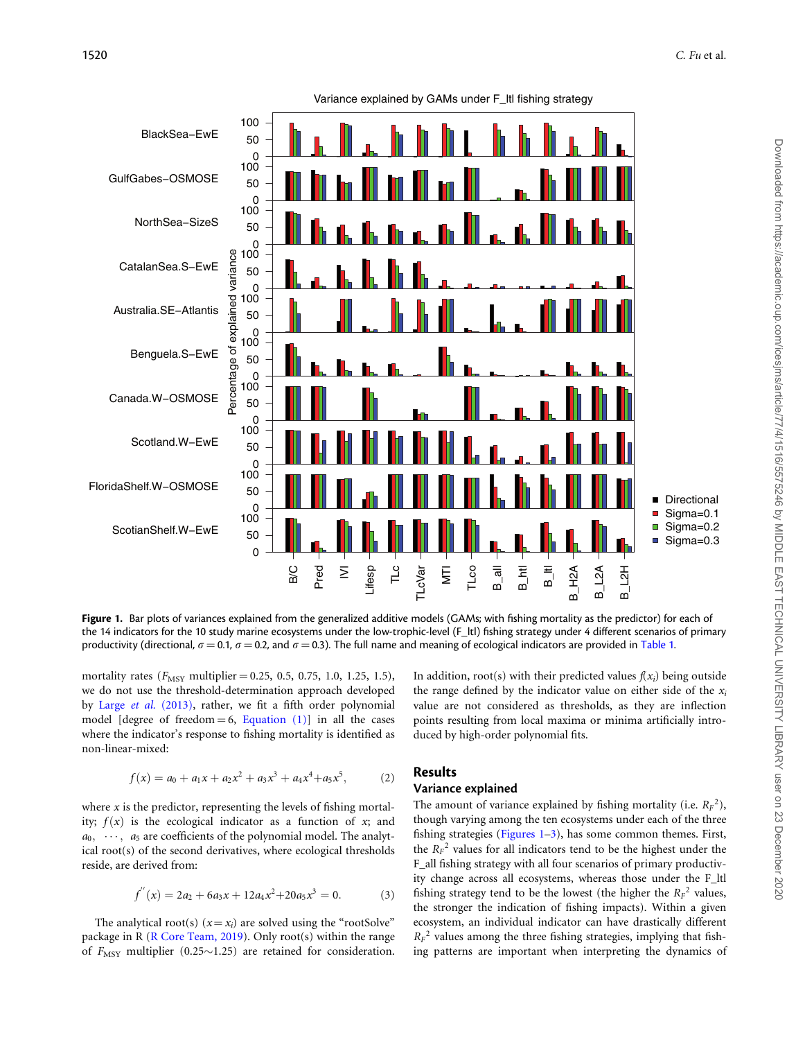**Figure 1.** Bar plots of variances explained from the generalized additive models (GAMs; with fishing mortality as the predictor) for each of the 14 indicators for the 10 study marine ecosystems under the low-trophic-level (F_ltl) fishing strategy under 4 different scenarios of primary productivity (directional, $\sigma = 0.1$, $\sigma = 0.2$, and $\sigma = 0.3$). The full name and meaning of ecological indicators are provided in Table 1.

mortality rates ($F_{MSY}$ multiplier = 0.25, 0.5, 0.75, 1.0, 1.25, 1.5), we do not use the threshold-determination approach developed by Large *et al.* (2013), rather, we fit a fifth order polynomial model [degree of freedom = 6, Equation (1)] in all the cases where the indicator's response to fishing mortality is identified as non-linear-mixed:

$$f(x) = a_0 + a_1x + a_2x^2 + a_3x^3 + a_4x^4 + a_5x^5, \qquad (2)$$

where $x$ is the predictor, representing the levels of fishing mortality; $f(x)$ is the ecological indicator as a function of $x$; and $a_0, \cdots, a_5$ are coefficients of the polynomial model. The analytical root(s) of the second derivatives, where ecological thresholds reside, are derived from:

$$f''(x) = 2a_2 + 6a_3x + 12a_4x^2 + 20a_5x^3 = 0. \qquad (3)$$

The analytical root(s) ($x = x_i$) are solved using the "rootSolve" package in R (R Core Team, 2019). Only root(s) within the range of $F_{MSY}$ multiplier (0.25~1.25) are retained for consideration. In addition, root(s) with their predicted values $f(x_i)$ being outside the range defined by the indicator value on either side of the $x_i$ value are not considered as thresholds, as they are inflection points resulting from local maxima or minima artificially introduced by high-order polynomial fits.

## Results

### Variance explained

The amount of variance explained by fishing mortality (i.e. $R_F^2$), though varying among the ten ecosystems under each of the three fishing strategies (Figures 1–3), has some common themes. First, the $R_F^2$ values for all indicators tend to be the highest under the F_all fishing strategy with all four scenarios of primary productivity change across all ecosystems, whereas those under the F_ltl fishing strategy tend to be the lowest (the higher the $R_F^2$ values, the stronger the indication of fishing impacts). Within a given ecosystem, an individual indicator can have drastically different $R_F^2$ values among the three fishing strategies, implying that fishing patterns are important when interpreting the dynamics of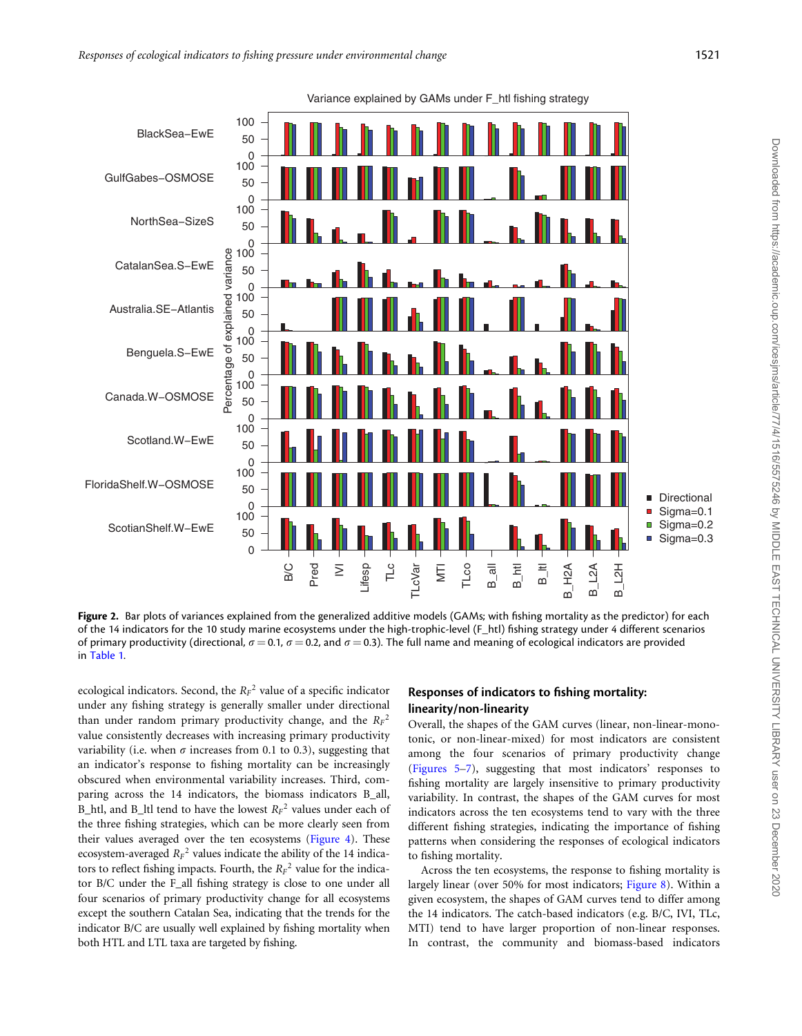**Figure 2.** Bar plots of variances explained from the generalized additive models (GAMs; with fishing mortality as the predictor) for each of the 14 indicators for the 10 study marine ecosystems under the high-trophic-level (F_htl) fishing strategy under 4 different scenarios of primary productivity (directional, $\sigma = 0.1$, $\sigma = 0.2$, and $\sigma = 0.3$). The full name and meaning of ecological indicators are provided in Table 1.

ecological indicators. Second, the $R_F^2$ value of a specific indicator under any fishing strategy is generally smaller under directional than under random primary productivity change, and the $R_F^2$ value consistently decreases with increasing primary productivity variability (i.e. when $\sigma$ increases from 0.1 to 0.3), suggesting that an indicator's response to fishing mortality can be increasingly obscured when environmental variability increases. Third, comparing across the 14 indicators, the biomass indicators B_all, B_htl, and B_ltl tend to have the lowest $R_F^2$ values under each of the three fishing strategies, which can be more clearly seen from their values averaged over the ten ecosystems (Figure 4). These ecosystem-averaged $R_F^2$ values indicate the ability of the 14 indicators to reflect fishing impacts. Fourth, the $R_F^2$ value for the indicator B/C under the F_all fishing strategy is close to one under all four scenarios of primary productivity change for all ecosystems except the southern Catalan Sea, indicating that the trends for the indicator B/C are usually well explained by fishing mortality when both HTL and LTL taxa are targeted by fishing.

## Responses of indicators to fishing mortality: linearity/non-linearity

Overall, the shapes of the GAM curves (linear, non-linear-monotonic, or non-linear-mixed) for most indicators are consistent among the four scenarios of primary productivity change (Figures 5–7), suggesting that most indicators' responses to fishing mortality are largely insensitive to primary productivity variability. In contrast, the shapes of the GAM curves for most indicators across the ten ecosystems tend to vary with the three different fishing strategies, indicating the importance of fishing patterns when considering the responses of ecological indicators to fishing mortality.

Across the ten ecosystems, the response to fishing mortality is largely linear (over 50% for most indicators; Figure 8). Within a given ecosystem, the shapes of GAM curves tend to differ among the 14 indicators. The catch-based indicators (e.g. B/C, IVI, TLc, MTI) tend to have larger proportion of non-linear responses. In contrast, the community and biomass-based indicators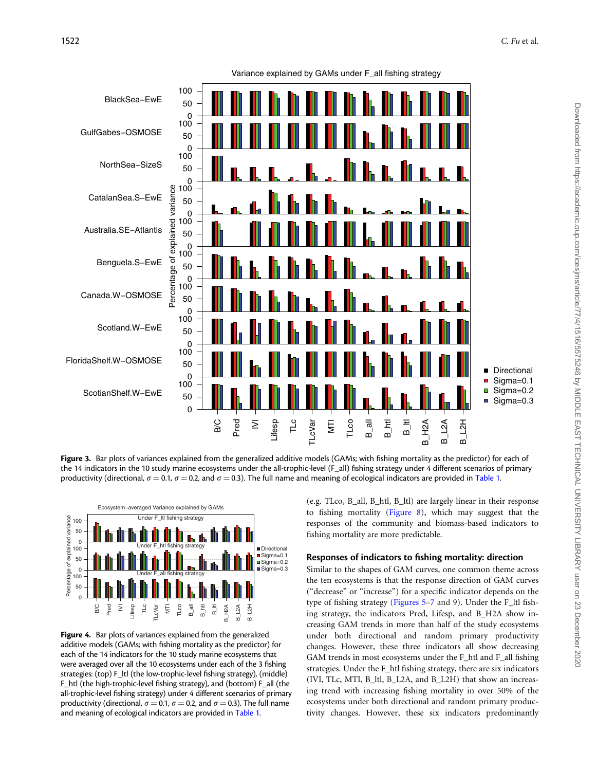**Figure 3.** Bar plots of variances explained from the generalized additive models (GAMs; with fishing mortality as the predictor) for each of the 14 indicators in the 10 study marine ecosystems under the all-trophic-level (F_all) fishing strategy under 4 different scenarios of primary productivity (directional, $\sigma = 0.1$, $\sigma = 0.2$, and $\sigma = 0.3$). The full name and meaning of ecological indicators are provided in Table 1.

**Figure 4.** Bar plots of variances explained from the generalized additive models (GAMs; with fishing mortality as the predictor) for each of the 14 indicators for the 10 study marine ecosystems that were averaged over all the 10 ecosystems under each of the 3 fishing strategies: (top) F_ltl (the low-trophic-level fishing strategy), (middle) F_htl (the high-trophic-level fishing strategy), and (bottom) F_all (the all-trophic-level fishing strategy) under 4 different scenarios of primary productivity (directional, $\sigma = 0.1$, $\sigma = 0.2$, and $\sigma = 0.3$). The full name and meaning of ecological indicators are provided in Table 1.

(e.g. TLco, B_all, B_htl, B_ltl) are largely linear in their response to fishing mortality (Figure 8), which may suggest that the responses of the community and biomass-based indicators to fishing mortality are more predictable.

### Responses of indicators to fishing mortality: direction

Similar to the shapes of GAM curves, one common theme across the ten ecosystems is that the response direction of GAM curves ("decrease" or "increase") for a specific indicator depends on the type of fishing strategy (Figures 5–7 and 9). Under the F_ltl fishing strategy, the indicators Pred, Lifesp, and B_H2A show increasing GAM trends in more than half of the study ecosystems under both directional and random primary productivity changes. However, these three indicators all show decreasing GAM trends in most ecosystems under the F_htl and F_all fishing strategies. Under the F_htl fishing strategy, there are six indicators (IVI, TLc, MTI, B_ltl, B_L2A, and B_L2H) that show an increasing trend with increasing fishing mortality in over 50% of the ecosystems under both directional and random primary productivity changes. However, these six indicators predominantly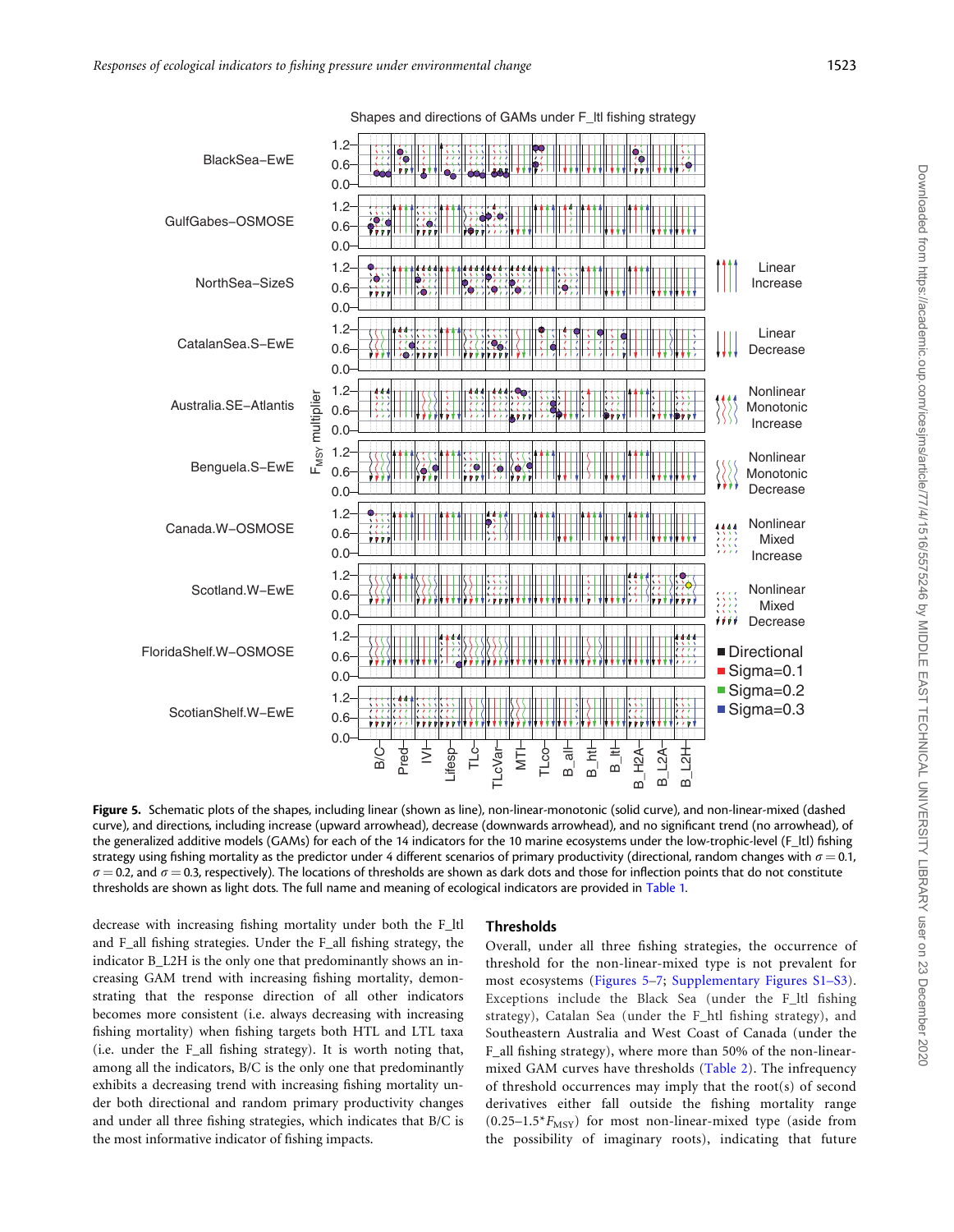**Figure 5.** Schematic plots of the shapes, including linear (shown as line), non-linear-monotonic (solid curve), and non-linear-mixed (dashed curve), and directions, including increase (upward arrowhead), decrease (downwards arrowhead), and no significant trend (no arrowhead), of the generalized additive models (GAMs) for each of the 14 indicators for the 10 marine ecosystems under the low-trophic-level (F_ltl) fishing strategy using fishing mortality as the predictor under 4 different scenarios of primary productivity (directional, random changes with $\sigma = 0.1$, $\sigma = 0.2$, and $\sigma = 0.3$, respectively). The locations of thresholds are shown as dark dots and those for inflection points that do not constitute thresholds are shown as light dots. The full name and meaning of ecological indicators are provided in Table 1.

decrease with increasing fishing mortality under both the F_ltl and F_all fishing strategies. Under the F_all fishing strategy, the indicator B_L2H is the only one that predominantly shows an increasing GAM trend with increasing fishing mortality, demonstrating that the response direction of all other indicators becomes more consistent (i.e. always decreasing with increasing fishing mortality) when fishing targets both HTL and LTL taxa (i.e. under the F_all fishing strategy). It is worth noting that, among all the indicators, B/C is the only one that predominantly exhibits a decreasing trend with increasing fishing mortality under both directional and random primary productivity changes and under all three fishing strategies, which indicates that B/C is the most informative indicator of fishing impacts.

## Thresholds

Overall, under all three fishing strategies, the occurrence of threshold for the non-linear-mixed type is not prevalent for most ecosystems (Figures 5–7; Supplementary Figures S1–S3). Exceptions include the Black Sea (under the F_ltl fishing strategy), Catalan Sea (under the F_htl fishing strategy), and Southeastern Australia and West Coast of Canada (under the F_all fishing strategy), where more than 50% of the non-linear-mixed GAM curves have thresholds (Table 2). The infrequency of threshold occurrences may imply that the root(s) of second derivatives either fall outside the fishing mortality range ($0.25–1.5*F_{MSY}$) for most non-linear-mixed type (aside from the possibility of imaginary roots), indicating that future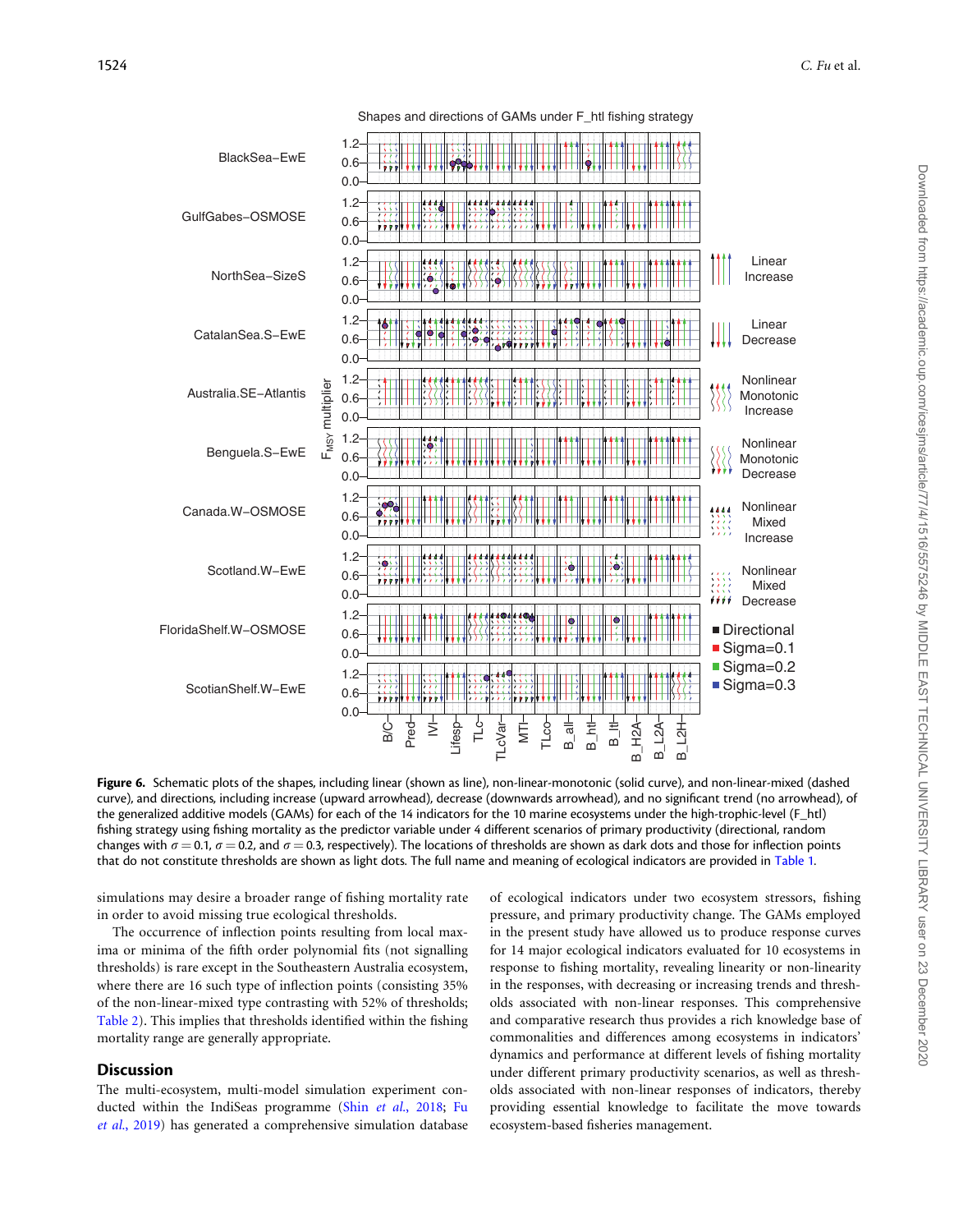**Figure 6.** Schematic plots of the shapes, including linear (shown as line), non-linear-monotonic (solid curve), and non-linear-mixed (dashed curve), and directions, including increase (upward arrowhead), decrease (downwards arrowhead), and no significant trend (no arrowhead), of the generalized additive models (GAMs) for each of the 14 indicators for the 10 marine ecosystems under the high-trophic-level (F_htl) fishing strategy using fishing mortality as the predictor variable under 4 different scenarios of primary productivity (directional, random changes with $\sigma = 0.1$, $\sigma = 0.2$, and $\sigma = 0.3$, respectively). The locations of thresholds are shown as dark dots and those for inflection points that do not constitute thresholds are shown as light dots. The full name and meaning of ecological indicators are provided in Table 1.

simulations may desire a broader range of fishing mortality rate in order to avoid missing true ecological thresholds.

The occurrence of inflection points resulting from local maxima or minima of the fifth order polynomial fits (not signalling thresholds) is rare except in the Southeastern Australia ecosystem, where there are 16 such type of inflection points (consisting 35% of the non-linear-mixed type contrasting with 52% of thresholds; Table 2). This implies that thresholds identified within the fishing mortality range are generally appropriate.

## Discussion

The multi-ecosystem, multi-model simulation experiment conducted within the IndiSeas programme (Shin *et al.*, 2018; Fu *et al.*, 2019) has generated a comprehensive simulation database of ecological indicators under two ecosystem stressors, fishing pressure, and primary productivity change. The GAMs employed in the present study have allowed us to produce response curves for 14 major ecological indicators evaluated for 10 ecosystems in response to fishing mortality, revealing linearity or non-linearity in the responses, with decreasing or increasing trends and thresholds associated with non-linear responses. This comprehensive and comparative research thus provides a rich knowledge base of commonalities and differences among ecosystems in indicators' dynamics and performance at different levels of fishing mortality under different primary productivity scenarios, as well as thresholds associated with non-linear responses of indicators, thereby providing essential knowledge to facilitate the move towards ecosystem-based fisheries management.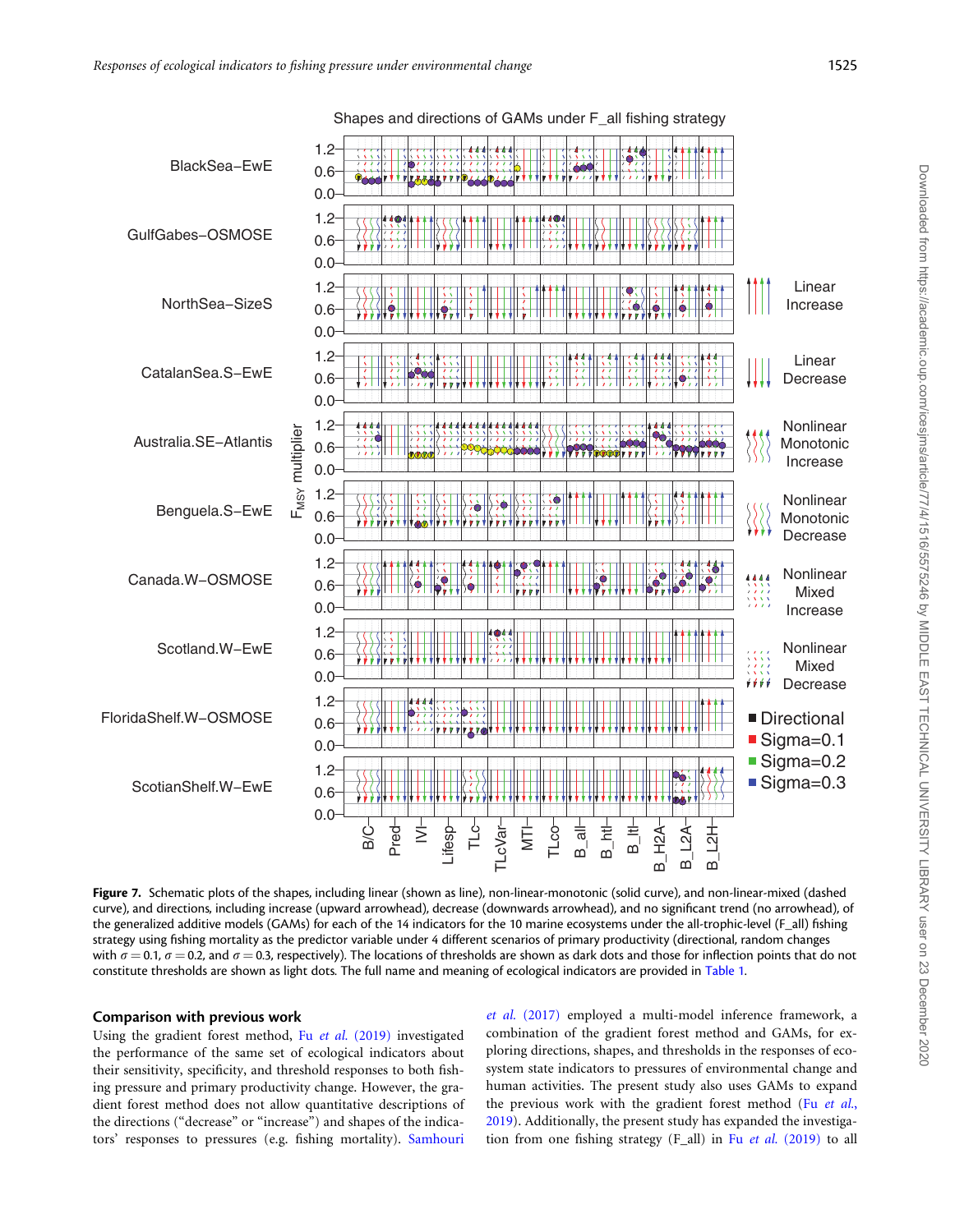**Figure 7.** Schematic plots of the shapes, including linear (shown as line), non-linear-monotonic (solid curve), and non-linear-mixed (dashed curve), and directions, including increase (upward arrowhead), decrease (downwards arrowhead), and no significant trend (no arrowhead), of the generalized additive models (GAMs) for each of the 14 indicators for the 10 marine ecosystems under the all-trophic-level (F_all) fishing strategy using fishing mortality as the predictor variable under 4 different scenarios of primary productivity (directional, random changes with $\sigma = 0.1$, $\sigma = 0.2$, and $\sigma = 0.3$, respectively). The locations of thresholds are shown as dark dots and those for inflection points that do not constitute thresholds are shown as light dots. The full name and meaning of ecological indicators are provided in Table 1.

## Comparison with previous work

Using the gradient forest method, Fu *et al.* (2019) investigated the performance of the same set of ecological indicators about their sensitivity, specificity, and threshold responses to both fishing pressure and primary productivity change. However, the gradient forest method does not allow quantitative descriptions of the directions ("decrease" or "increase") and shapes of the indicators' responses to pressures (e.g. fishing mortality). Samhouri *et al.* (2017) employed a multi-model inference framework, a combination of the gradient forest method and GAMs, for exploring directions, shapes, and thresholds in the responses of ecosystem state indicators to pressures of environmental change and human activities. The present study also uses GAMs to expand the previous work with the gradient forest method (Fu *et al.*, 2019). Additionally, the present study has expanded the investigation from one fishing strategy (F_all) in Fu *et al.* (2019) to all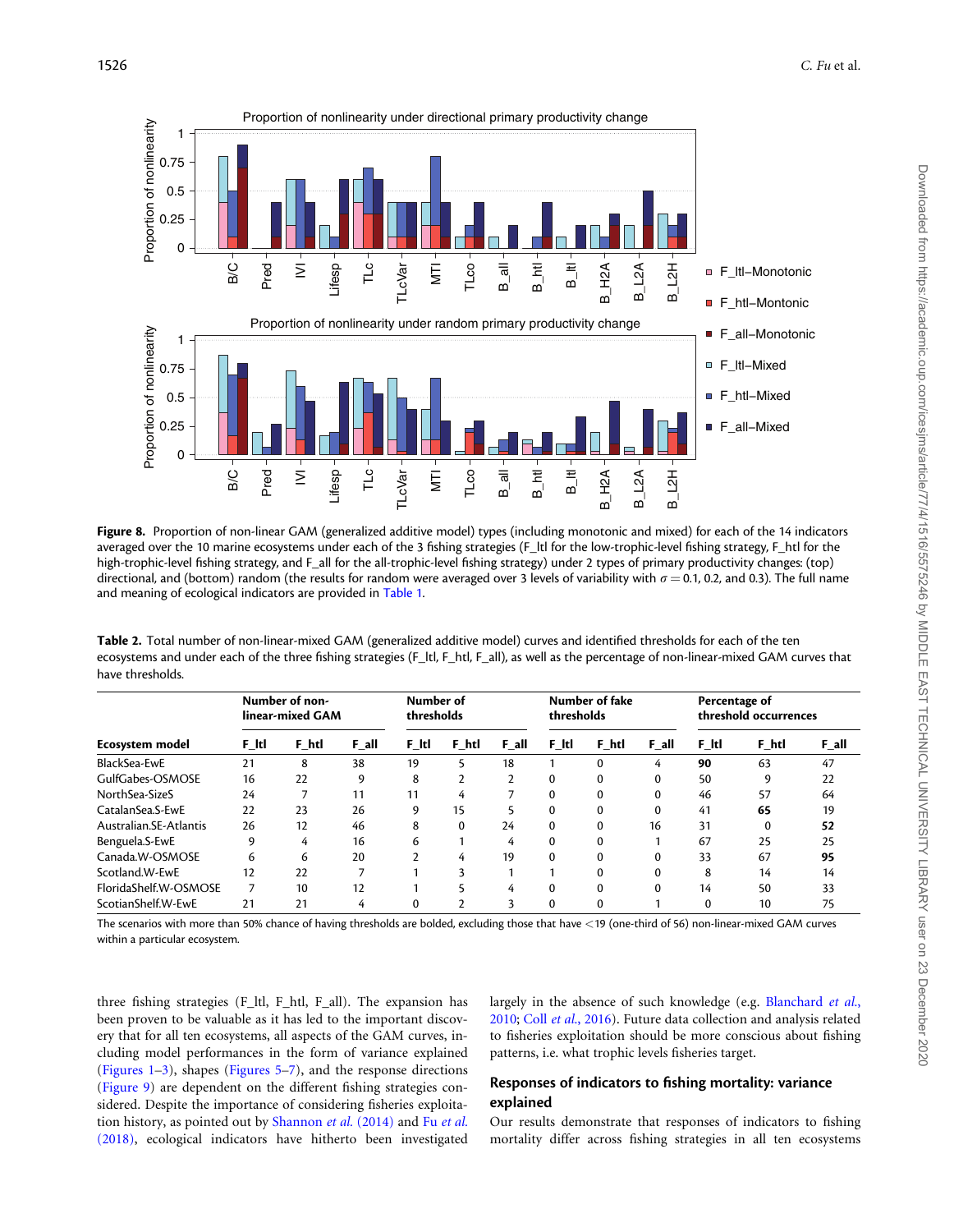**Figure 8.** Proportion of non-linear GAM (generalized additive model) types (including monotonic and mixed) for each of the 14 indicators averaged over the 10 marine ecosystems under each of the 3 fishing strategies (F_ltl for the low-trophic-level fishing strategy, F_htl for the high-trophic-level fishing strategy, and F_all for the all-trophic-level fishing strategy) under 2 types of primary productivity changes: (top) directional, and (bottom) random (the results for random were averaged over 3 levels of variability with $\sigma = 0.1$, 0.2, and 0.3). The full name and meaning of ecological indicators are provided in Table 1.

**Table 2.** Total number of non-linear-mixed GAM (generalized additive model) curves and identified thresholds for each of the ten ecosystems and under each of the three fishing strategies (F_ltl, F_htl, F_all), as well as the percentage of non-linear-mixed GAM curves that have thresholds.

| | Number of non-linear-mixed GAM | | | Number of thresholds | | | Number of fake thresholds | | | Percentage of threshold occurrences | | |
|---|---|---|---|---|---|---|---|---|---|---|---|---|
| Ecosystem model | F_ltl | F_htl | F_all | F_ltl | F_htl | F_all | F_ltl | F_htl | F_all | F_ltl | F_htl | F_all |
| BlackSea-EwE | 21 | 8 | 38 | 19 | 5 | 18 | 1 | 0 | 4 | **90** | 63 | 47 |
| GulfGabes-OSMOSE | 16 | 22 | 9 | 8 | 2 | 2 | 0 | 0 | 0 | 50 | 9 | 22 |
| NorthSea-SizeS | 24 | 7 | 11 | 11 | 4 | 7 | 0 | 0 | 0 | 46 | 57 | 64 |
| CatalanSea.S-EwE | 22 | 23 | 26 | 9 | 15 | 5 | 0 | 0 | 0 | 41 | **65** | 19 |
| Australian.SE-Atlantis | 26 | 12 | 46 | 8 | 0 | 24 | 0 | 0 | 16 | 31 | 0 | **52** |
| Benguela.S-EwE | 9 | 4 | 16 | 6 | 1 | 4 | 0 | 0 | 1 | 67 | 25 | 25 |
| Canada.W-OSMOSE | 6 | 6 | 20 | 2 | 4 | 19 | 0 | 0 | 0 | 33 | 67 | **95** |
| Scotland.W-EwE | 12 | 22 | 7 | 1 | 3 | 1 | 1 | 0 | 0 | 8 | 14 | 14 |
| FloridaShelf.W-OSMOSE | 7 | 10 | 12 | 1 | 5 | 4 | 0 | 0 | 0 | 14 | 50 | 33 |
| ScotianShelf.W-EwE | 21 | 21 | 4 | 0 | 2 | 3 | 0 | 0 | 1 | 0 | 10 | 75 |

The scenarios with more than 50% chance of having thresholds are bolded, excluding those that have <19 (one-third of 56) non-linear-mixed GAM curves within a particular ecosystem.

three fishing strategies (F_ltl, F_htl, F_all). The expansion has been proven to be valuable as it has led to the important discovery that for all ten ecosystems, all aspects of the GAM curves, including model performances in the form of variance explained (Figures 1–3), shapes (Figures 5–7), and the response directions (Figure 9) are dependent on the different fishing strategies considered. Despite the importance of considering fisheries exploitation history, as pointed out by Shannon *et al.* (2014) and Fu *et al.* (2018), ecological indicators have hitherto been investigated largely in the absence of such knowledge (e.g. Blanchard *et al.*, 2010; Coll *et al.*, 2016). Future data collection and analysis related to fisheries exploitation should be more conscious about fishing patterns, i.e. what trophic levels fisheries target.

## Responses of indicators to fishing mortality: variance explained

Our results demonstrate that responses of indicators to fishing mortality differ across fishing strategies in all ten ecosystems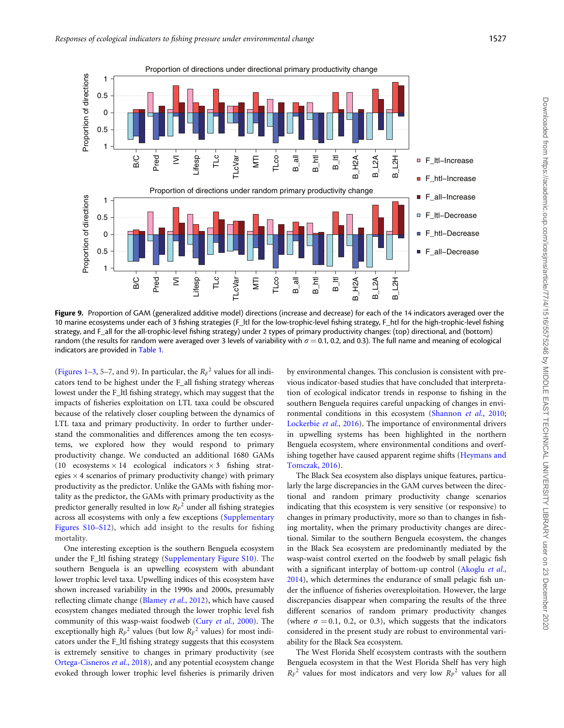Figure 9. Proportion of GAM (generalized additive model) directions (increase and decrease) for each of the 14 indicators averaged over the 10 marine ecosystems under each of 3 fishing strategies (F_ltl for the low-trophic-level fishing strategy, F_htl for the high-trophic-level fishing strategy, and F_all for the all-trophic-level fishing strategy) under 2 types of primary productivity changes: (top) directional, and (bottom) random (the results for random were averaged over 3 levels of variability with $\sigma = 0.1$, 0.2, and 0.3). The full name and meaning of ecological indicators are provided in Table 1.

(Figures 1–3, 5–7, and 9). In particular, the $R_F{}^2$ values for all indicators tend to be highest under the F_all fishing strategy whereas lowest under the F_ltl fishing strategy, which may suggest that the impacts of fisheries exploitation on LTL taxa could be obscured because of the relatively closer coupling between the dynamics of LTL taxa and primary productivity. In order to further understand the commonalities and differences among the ten ecosystems, we explored how they would respond to primary productivity change. We conducted an additional 1680 GAMs (10 ecosystems × 14 ecological indicators × 3 fishing strategies × 4 scenarios of primary productivity change) with primary productivity as the predictor. Unlike the GAMs with fishing mortality as the predictor, the GAMs with primary productivity as the predictor generally resulted in low $R_P{}^2$ under all fishing strategies across all ecosystems with only a few exceptions (Supplementary Figures S10–S12), which add insight to the results for fishing mortality.

One interesting exception is the southern Benguela ecosystem under the F_ltl fishing strategy (Supplementary Figure S10). The southern Benguela is an upwelling ecosystem with abundant lower trophic level taxa. Upwelling indices of this ecosystem have shown increased variability in the 1990s and 2000s, presumably reflecting climate change (Blamey *et al.*, 2012), which have caused ecosystem changes mediated through the lower trophic level fish community of this wasp-waist foodweb (Cury *et al.*, 2000). The exceptionally high $R_P{}^2$ values (but low $R_F{}^2$ values) for most indicators under the F_ltl fishing strategy suggests that this ecosystem is extremely sensitive to changes in primary productivity (see Ortega-Cisneros *et al.*, 2018), and any potential ecosystem change evoked through lower trophic level fisheries is primarily driven by environmental changes. This conclusion is consistent with previous indicator-based studies that have concluded that interpretation of ecological indicator trends in response to fishing in the southern Benguela requires careful unpacking of changes in environmental conditions in this ecosystem (Shannon *et al.*, 2010; Lockerbie *et al.*, 2016). The importance of environmental drivers in upwelling systems has been highlighted in the northern Benguela ecosystem, where environmental conditions and overfishing together have caused apparent regime shifts (Heymans and Tomczak, 2016).

The Black Sea ecosystem also displays unique features, particularly the large discrepancies in the GAM curves between the directional and random primary productivity change scenarios indicating that this ecosystem is very sensitive (or responsive) to changes in primary productivity, more so than to changes in fishing mortality, when the primary productivity changes are directional. Similar to the southern Benguela ecosystem, the changes in the Black Sea ecosystem are predominantly mediated by the wasp-waist control exerted on the foodweb by small pelagic fish with a significant interplay of bottom-up control (Akoglu *et al.*, 2014), which determines the endurance of small pelagic fish under the influence of fisheries overexploitation. However, the large discrepancies disappear when comparing the results of the three different scenarios of random primary productivity changes (where $\sigma = 0.1$, 0.2, or 0.3), which suggests that the indicators considered in the present study are robust to environmental variability for the Black Sea ecosystem.

The West Florida Shelf ecosystem contrasts with the southern Benguela ecosystem in that the West Florida Shelf has very high $R_F{}^2$ values for most indicators and very low $R_P{}^2$ values for all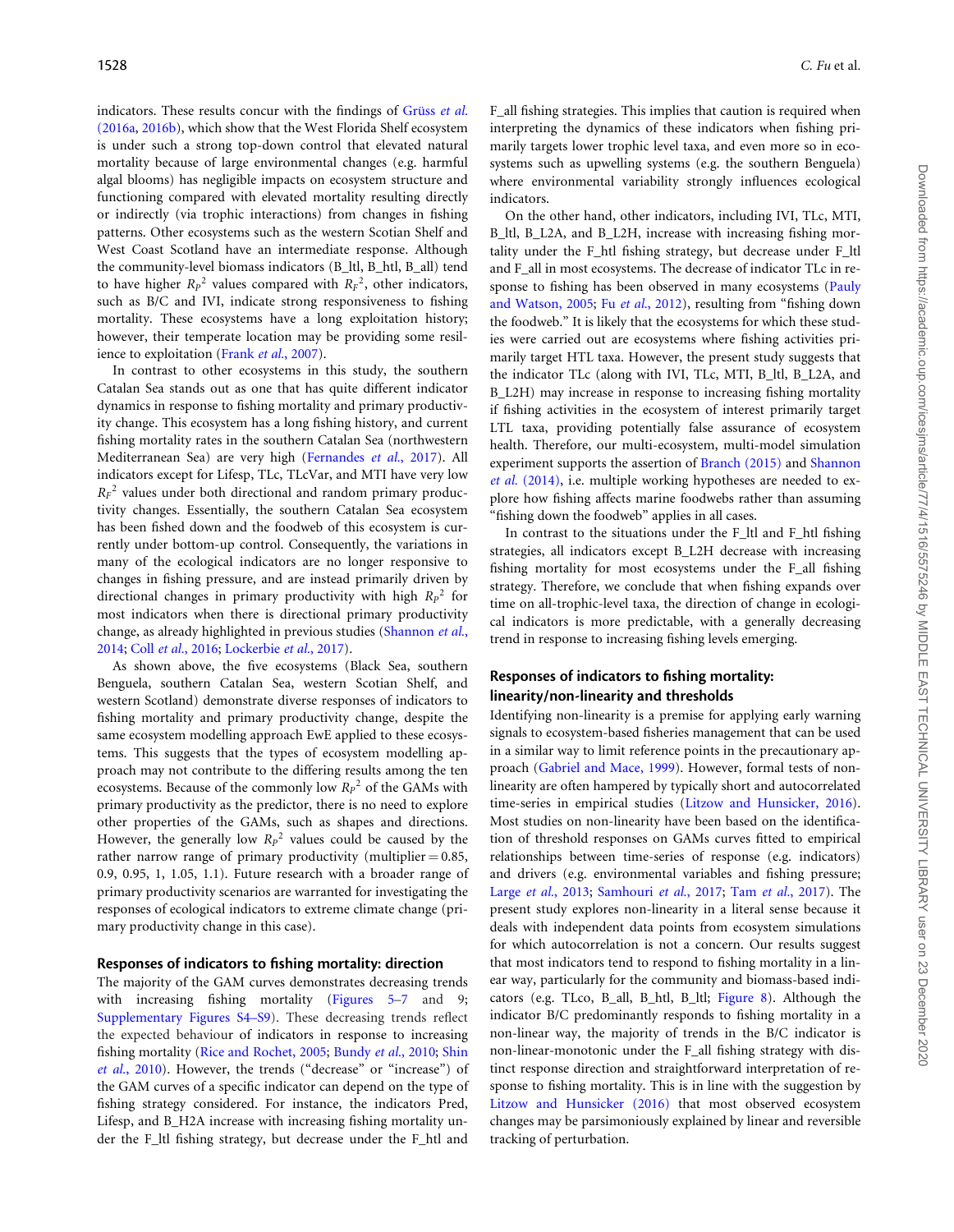indicators. These results concur with the findings of Grüss et al. (2016a, 2016b), which show that the West Florida Shelf ecosystem is under such a strong top-down control that elevated natural mortality because of large environmental changes (e.g. harmful algal blooms) has negligible impacts on ecosystem structure and functioning compared with elevated mortality resulting directly or indirectly (via trophic interactions) from changes in fishing patterns. Other ecosystems such as the western Scotian Shelf and West Coast Scotland have an intermediate response. Although the community-level biomass indicators (B_ltl, B_htl, B_all) tend to have higher $R_P{}^2$ values compared with $R_F{}^2$, other indicators, such as B/C and IVI, indicate strong responsiveness to fishing mortality. These ecosystems have a long exploitation history; however, their temperate location may be providing some resilience to exploitation (Frank et al., 2007).

In contrast to other ecosystems in this study, the southern Catalan Sea stands out as one that has quite different indicator dynamics in response to fishing mortality and primary productivity change. This ecosystem has a long fishing history, and current fishing mortality rates in the southern Catalan Sea (northwestern Mediterranean Sea) are very high (Fernandes et al., 2017). All indicators except for Lifesp, TLc, TLcVar, and MTI have very low $R_F{}^2$ values under both directional and random primary productivity changes. Essentially, the southern Catalan Sea ecosystem has been fished down and the foodweb of this ecosystem is currently under bottom-up control. Consequently, the variations in many of the ecological indicators are no longer responsive to changes in fishing pressure, and are instead primarily driven by directional changes in primary productivity with high $R_P{}^2$ for most indicators when there is directional primary productivity change, as already highlighted in previous studies (Shannon et al., 2014; Coll et al., 2016; Lockerbie et al., 2017).

As shown above, the five ecosystems (Black Sea, southern Benguela, southern Catalan Sea, western Scotian Shelf, and western Scotland) demonstrate diverse responses of indicators to fishing mortality and primary productivity change, despite the same ecosystem modelling approach EwE applied to these ecosystems. This suggests that the types of ecosystem modelling approach may not contribute to the differing results among the ten ecosystems. Because of the commonly low $R_P{}^2$ of the GAMs with primary productivity as the predictor, there is no need to explore other properties of the GAMs, such as shapes and directions. However, the generally low $R_P{}^2$ values could be caused by the rather narrow range of primary productivity (multiplier = 0.85, 0.9, 0.95, 1, 1.05, 1.1). Future research with a broader range of primary productivity scenarios are warranted for investigating the responses of ecological indicators to extreme climate change (primary productivity change in this case).

### Responses of indicators to fishing mortality: direction

The majority of the GAM curves demonstrates decreasing trends with increasing fishing mortality (Figures 5–7 and 9; Supplementary Figures S4–S9). These decreasing trends reflect the expected behaviour of indicators in response to increasing fishing mortality (Rice and Rochet, 2005; Bundy et al., 2010; Shin et al., 2010). However, the trends ("decrease" or "increase") of the GAM curves of a specific indicator can depend on the type of fishing strategy considered. For instance, the indicators Pred, Lifesp, and B_H2A increase with increasing fishing mortality under the F_ltl fishing strategy, but decrease under the F_htl and F_all fishing strategies. This implies that caution is required when interpreting the dynamics of these indicators when fishing primarily targets lower trophic level taxa, and even more so in ecosystems such as upwelling systems (e.g. the southern Benguela) where environmental variability strongly influences ecological indicators.

On the other hand, other indicators, including IVI, TLc, MTI, B_ltl, B_L2A, and B_L2H, increase with increasing fishing mortality under the F_htl fishing strategy, but decrease under F_ltl and F_all in most ecosystems. The decrease of indicator TLc in response to fishing has been observed in many ecosystems (Pauly and Watson, 2005; Fu et al., 2012), resulting from "fishing down the foodweb." It is likely that the ecosystems for which these studies were carried out are ecosystems where fishing activities primarily target HTL taxa. However, the present study suggests that the indicator TLc (along with IVI, TLc, MTI, B_ltl, B_L2A, and B_L2H) may increase in response to increasing fishing mortality if fishing activities in the ecosystem of interest primarily target LTL taxa, providing potentially false assurance of ecosystem health. Therefore, our multi-ecosystem, multi-model simulation experiment supports the assertion of Branch (2015) and Shannon et al. (2014), i.e. multiple working hypotheses are needed to explore how fishing affects marine foodwebs rather than assuming "fishing down the foodweb" applies in all cases.

In contrast to the situations under the F_ltl and F_htl fishing strategies, all indicators except B_L2H decrease with increasing fishing mortality for most ecosystems under the F_all fishing strategy. Therefore, we conclude that when fishing expands over time on all-trophic-level taxa, the direction of change in ecological indicators is more predictable, with a generally decreasing trend in response to increasing fishing levels emerging.

### Responses of indicators to fishing mortality: linearity/non-linearity and thresholds

Identifying non-linearity is a premise for applying early warning signals to ecosystem-based fisheries management that can be used in a similar way to limit reference points in the precautionary approach (Gabriel and Mace, 1999). However, formal tests of non-linearity are often hampered by typically short and autocorrelated time-series in empirical studies (Litzow and Hunsicker, 2016). Most studies on non-linearity have been based on the identification of threshold responses on GAMs curves fitted to empirical relationships between time-series of response (e.g. indicators) and drivers (e.g. environmental variables and fishing pressure; Large et al., 2013; Samhouri et al., 2017; Tam et al., 2017). The present study explores non-linearity in a literal sense because it deals with independent data points from ecosystem simulations for which autocorrelation is not a concern. Our results suggest that most indicators tend to respond to fishing mortality in a linear way, particularly for the community and biomass-based indicators (e.g. TLco, B_all, B_htl, B_ltl; Figure 8). Although the indicator B/C predominantly responds to fishing mortality in a non-linear way, the majority of trends in the B/C indicator is non-linear-monotonic under the F_all fishing strategy with distinct response direction and straightforward interpretation of response to fishing mortality. This is in line with the suggestion by Litzow and Hunsicker (2016) that most observed ecosystem changes may be parsimoniously explained by linear and reversible tracking of perturbation.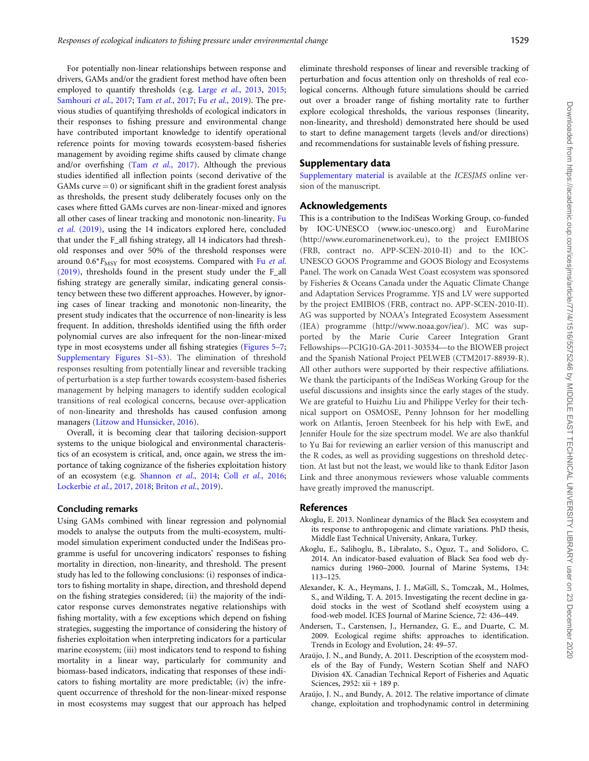For potentially non-linear relationships between response and drivers, GAMs and/or the gradient forest method have often been employed to quantify thresholds (e.g. Large *et al.*, 2013, 2015; Samhouri *et al.*, 2017; Tam *et al.*, 2017; Fu *et al.*, 2019). The previous studies of quantifying thresholds of ecological indicators in their responses to fishing pressure and environmental change have contributed important knowledge to identify operational reference points for moving towards ecosystem-based fisheries management by avoiding regime shifts caused by climate change and/or overfishing (Tam *et al.*, 2017). Although the previous studies identified all inflection points (second derivative of the GAMs curve = 0) or significant shift in the gradient forest analysis as thresholds, the present study deliberately focuses only on the cases where fitted GAMs curves are non-linear-mixed and ignores all other cases of linear tracking and monotonic non-linearity. Fu *et al.* (2019), using the 14 indicators explored here, concluded that under the F_all fishing strategy, all 14 indicators had threshold responses and over 50% of the threshold responses were around $0.6^{*}F_{MSY}$ for most ecosystems. Compared with Fu *et al.* (2019), thresholds found in the present study under the F_all fishing strategy are generally similar, indicating general consistency between these two different approaches. However, by ignoring cases of linear tracking and monotonic non-linearity, the present study indicates that the occurrence of non-linearity is less frequent. In addition, thresholds identified using the fifth order polynomial curves are also infrequent for the non-linear-mixed type in most ecosystems under all fishing strategies (Figures 5–7; Supplementary Figures S1–S3). The elimination of threshold responses resulting from potentially linear and reversible tracking of perturbation is a step further towards ecosystem-based fisheries management by helping managers to identify sudden ecological transitions of real ecological concerns, because over-application of non-linearity and thresholds has caused confusion among managers (Litzow and Hunsicker, 2016).

Overall, it is becoming clear that tailoring decision-support systems to the unique biological and environmental characteristics of an ecosystem is critical, and, once again, we stress the importance of taking cognizance of the fisheries exploitation history of an ecosystem (e.g. Shannon *et al.*, 2014; Coll *et al.*, 2016; Lockerbie *et al.*, 2017, 2018; Briton *et al.*, 2019).

## Concluding remarks

Using GAMs combined with linear regression and polynomial models to analyse the outputs from the multi-ecosystem, multi-model simulation experiment conducted under the IndiSeas programme is useful for uncovering indicators' responses to fishing mortality in direction, non-linearity, and threshold. The present study has led to the following conclusions: (i) responses of indicators to fishing mortality in shape, direction, and threshold depend on the fishing strategies considered; (ii) the majority of the indicator response curves demonstrates negative relationships with fishing mortality, with a few exceptions which depend on fishing strategies, suggesting the importance of considering the history of fisheries exploitation when interpreting indicators for a particular marine ecosystem; (iii) most indicators tend to respond to fishing mortality in a linear way, particularly for community and biomass-based indicators, indicating that responses of these indicators to fishing mortality are more predictable; (iv) the infrequent occurrence of threshold for the non-linear-mixed response in most ecosystems may suggest that our approach has helped eliminate threshold responses of linear and reversible tracking of perturbation and focus attention only on thresholds of real ecological concerns. Although future simulations should be carried out over a broader range of fishing mortality rate to further explore ecological thresholds, the various responses (linearity, non-linearity, and threshold) demonstrated here should be used to start to define management targets (levels and/or directions) and recommendations for sustainable levels of fishing pressure.

## Supplementary data

Supplementary material is available at the *ICESJMS* online version of the manuscript.

## Acknowledgements

This is a contribution to the IndiSeas Working Group, co-funded by IOC-UNESCO (www.ioc-unesco.org) and EuroMarine (http://www.euromarinenetwork.eu), to the project EMIBIOS (FRB, contract no. APP-SCEN-2010-II) and to the IOC-UNESCO GOOS Programme and GOOS Biology and Ecosystems Panel. The work on Canada West Coast ecosystem was sponsored by Fisheries & Oceans Canada under the Aquatic Climate Change and Adaptation Services Programme. YJS and LV were supported by the project EMIBIOS (FRB, contract no. APP-SCEN-2010-II). AG was supported by NOAA's Integrated Ecosystem Assessment (IEA) programme (http://www.noaa.gov/iea/). MC was supported by the Marie Curie Career Integration Grant Fellowships—PCIG10-GA-2011-303534—to the BIOWEB project and the Spanish National Project PELWEB (CTM2017-88939-R). All other authors were supported by their respective affiliations. We thank the participants of the IndiSeas Working Group for the useful discussions and insights since the early stages of the study. We are grateful to Huizhu Liu and Philippe Verley for their technical support on OSMOSE, Penny Johnson for her modelling work on Atlantis, Jeroen Steenbeek for his help with EwE, and Jennifer Houle for the size spectrum model. We are also thankful to Yu Bai for reviewing an earlier version of this manuscript and the R codes, as well as providing suggestions on threshold detection. At last but not the least, we would like to thank Editor Jason Link and three anonymous reviewers whose valuable comments have greatly improved the manuscript.

## References

Akoglu, E. 2013. Nonlinear dynamics of the Black Sea ecosystem and its response to anthropogenic and climate variations. PhD thesis, Middle East Technical University, Ankara, Turkey.

Akoglu, E., Salihoglu, B., Libralato, S., Oguz, T., and Solidoro, C. 2014. An indicator-based evaluation of Black Sea food web dynamics during 1960–2000. Journal of Marine Systems, 134: 113–125.

Alexander, K. A., Heymans, J. J., MaGill, S., Tomczak, M., Holmes, S., and Wilding, T. A. 2015. Investigating the recent decline in gadoid stocks in the west of Scotland shelf ecosystem using a food-web model. ICES Journal of Marine Science, 72: 436–449.

Andersen, T., Carstensen, J., Hernandez, G. E., and Duarte, C. M. 2009. Ecological regime shifts: approaches to identification. Trends in Ecology and Evolution, 24: 49–57.

Araújo, J. N., and Bundy, A. 2011. Description of the ecosystem models of the Bay of Fundy, Western Scotian Shelf and NAFO Division 4X. Canadian Technical Report of Fisheries and Aquatic Sciences, 2952: xii + 189 p.

Araújo, J. N., and Bundy, A. 2012. The relative importance of climate change, exploitation and trophodynamic control in determining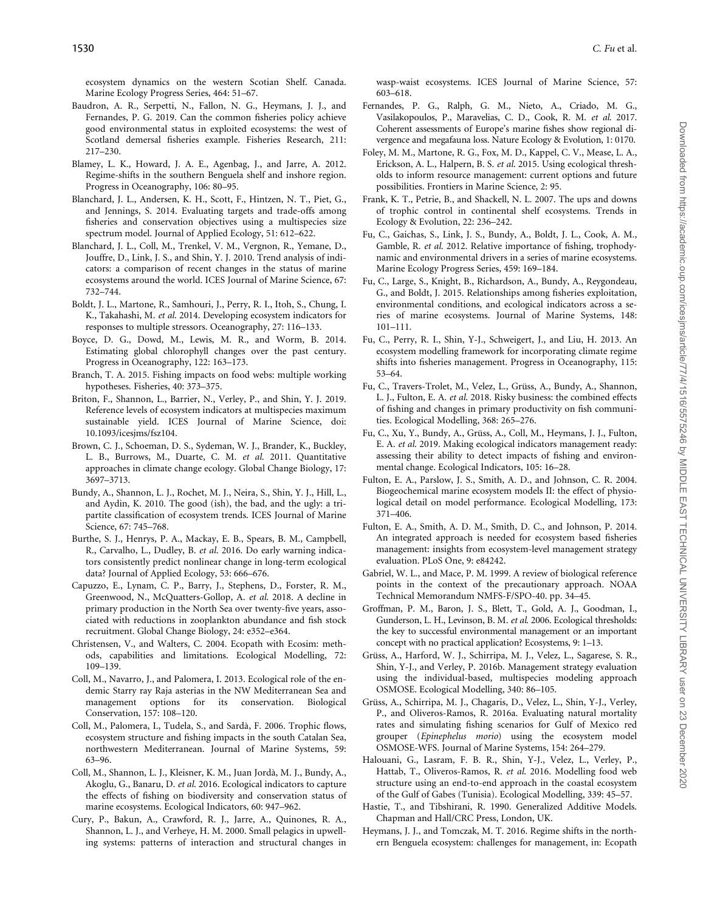ecosystem dynamics on the western Scotian Shelf. Canada. Marine Ecology Progress Series, 464: 51–67.

Baudron, A. R., Serpetti, N., Fallon, N. G., Heymans, J. J., and Fernandes, P. G. 2019. Can the common fisheries policy achieve good environmental status in exploited ecosystems: the west of Scotland demersal fisheries example. Fisheries Research, 211: 217–230.

Blamey, L. K., Howard, J. A. E., Agenbag, J., and Jarre, A. 2012. Regime-shifts in the southern Benguela shelf and inshore region. Progress in Oceanography, 106: 80–95.

Blanchard, J. L., Andersen, K. H., Scott, F., Hintzen, N. T., Piet, G., and Jennings, S. 2014. Evaluating targets and trade-offs among fisheries and conservation objectives using a multispecies size spectrum model. Journal of Applied Ecology, 51: 612–622.

Blanchard, J. L., Coll, M., Trenkel, V. M., Vergnon, R., Yemane, D., Jouffre, D., Link, J. S., and Shin, Y. J. 2010. Trend analysis of indicators: a comparison of recent changes in the status of marine ecosystems around the world. ICES Journal of Marine Science, 67: 732–744.

Boldt, J. L., Martone, R., Samhouri, J., Perry, R. I., Itoh, S., Chung, I. K., Takahashi, M. *et al.* 2014. Developing ecosystem indicators for responses to multiple stressors. Oceanography, 27: 116–133.

Boyce, D. G., Dowd, M., Lewis, M. R., and Worm, B. 2014. Estimating global chlorophyll changes over the past century. Progress in Oceanography, 122: 163–173.

Branch, T. A. 2015. Fishing impacts on food webs: multiple working hypotheses. Fisheries, 40: 373–375.

Briton, F., Shannon, L., Barrier, N., Verley, P., and Shin, Y. J. 2019. Reference levels of ecosystem indicators at multispecies maximum sustainable yield. ICES Journal of Marine Science, doi: 10.1093/icesjms/fsz104.

Brown, C. J., Schoeman, D. S., Sydeman, W. J., Brander, K., Buckley, L. B., Burrows, M., Duarte, C. M. *et al.* 2011. Quantitative approaches in climate change ecology. Global Change Biology, 17: 3697–3713.

Bundy, A., Shannon, L. J., Rochet, M. J., Neira, S., Shin, Y. J., Hill, L., and Aydin, K. 2010. The good (ish), the bad, and the ugly: a tripartite classification of ecosystem trends. ICES Journal of Marine Science, 67: 745–768.

Burthe, S. J., Henrys, P. A., Mackay, E. B., Spears, B. M., Campbell, R., Carvalho, L., Dudley, B. *et al.* 2016. Do early warning indicators consistently predict nonlinear change in long-term ecological data? Journal of Applied Ecology, 53: 666–676.

Capuzzo, E., Lynam, C. P., Barry, J., Stephens, D., Forster, R. M., Greenwood, N., McQuatters-Gollop, A. *et al.* 2018. A decline in primary production in the North Sea over twenty-five years, associated with reductions in zooplankton abundance and fish stock recruitment. Global Change Biology, 24: e352–e364.

Christensen, V., and Walters, C. 2004. Ecopath with Ecosim: methods, capabilities and limitations. Ecological Modelling, 72: 109–139.

Coll, M., Navarro, J., and Palomera, I. 2013. Ecological role of the endemic Starry ray Raja asterias in the NW Mediterranean Sea and management options for its conservation. Biological Conservation, 157: 108–120.

Coll, M., Palomera, I., Tudela, S., and Sardà, F. 2006. Trophic flows, ecosystem structure and fishing impacts in the south Catalan Sea, northwestern Mediterranean. Journal of Marine Systems, 59: 63–96.

Coll, M., Shannon, L. J., Kleisner, K. M., Juan Jordà, M. J., Bundy, A., Akoglu, G., Banaru, D. *et al.* 2016. Ecological indicators to capture the effects of fishing on biodiversity and conservation status of marine ecosystems. Ecological Indicators, 60: 947–962.

Cury, P., Bakun, A., Crawford, R. J., Jarre, A., Quinones, R. A., Shannon, L. J., and Verheye, H. M. 2000. Small pelagics in upwelling systems: patterns of interaction and structural changes in wasp-waist ecosystems. ICES Journal of Marine Science, 57: 603–618.

Fernandes, P. G., Ralph, G. M., Nieto, A., Criado, M. G., Vasilakopoulos, P., Maravelias, C. D., Cook, R. M. *et al.* 2017. Coherent assessments of Europe's marine fishes show regional divergence and megafauna loss. Nature Ecology & Evolution, 1: 0170.

Foley, M. M., Martone, R. G., Fox, M. D., Kappel, C. V., Mease, L. A., Erickson, A. L., Halpern, B. S. *et al.* 2015. Using ecological thresholds to inform resource management: current options and future possibilities. Frontiers in Marine Science, 2: 95.

Frank, K. T., Petrie, B., and Shackell, N. L. 2007. The ups and downs of trophic control in continental shelf ecosystems. Trends in Ecology & Evolution, 22: 236–242.

Fu, C., Gaichas, S., Link, J. S., Bundy, A., Boldt, J. L., Cook, A. M., Gamble, R. *et al.* 2012. Relative importance of fishing, trophodynamic and environmental drivers in a series of marine ecosystems. Marine Ecology Progress Series, 459: 169–184.

Fu, C., Large, S., Knight, B., Richardson, A., Bundy, A., Reygondeau, G., and Boldt, J. 2015. Relationships among fisheries exploitation, environmental conditions, and ecological indicators across a series of marine ecosystems. Journal of Marine Systems, 148: 101–111.

Fu, C., Perry, R. I., Shin, Y-J., Schweigert, J., and Liu, H. 2013. An ecosystem modelling framework for incorporating climate regime shifts into fisheries management. Progress in Oceanography, 115: 53–64.

Fu, C., Travers-Trolet, M., Velez, L., Grüss, A., Bundy, A., Shannon, L. J., Fulton, E. A. *et al.* 2018. Risky business: the combined effects of fishing and changes in primary productivity on fish communities. Ecological Modelling, 368: 265–276.

Fu, C., Xu, Y., Bundy, A., Grüss, A., Coll, M., Heymans, J. J., Fulton, E. A. *et al.* 2019. Making ecological indicators management ready: assessing their ability to detect impacts of fishing and environmental change. Ecological Indicators, 105: 16–28.

Fulton, E. A., Parslow, J. S., Smith, A. D., and Johnson, C. R. 2004. Biogeochemical marine ecosystem models II: the effect of physiological detail on model performance. Ecological Modelling, 173: 371–406.

Fulton, E. A., Smith, A. D. M., Smith, D. C., and Johnson, P. 2014. An integrated approach is needed for ecosystem based fisheries management: insights from ecosystem-level management strategy evaluation. PLoS One, 9: e84242.

Gabriel, W. L., and Mace, P. M. 1999. A review of biological reference points in the context of the precautionary approach. NOAA Technical Memorandum NMFS-F/SPO-40. pp. 34–45.

Groffman, P. M., Baron, J. S., Blett, T., Gold, A. J., Goodman, I., Gunderson, L. H., Levinson, B. M. *et al.* 2006. Ecological thresholds: the key to successful environmental management or an important concept with no practical application? Ecosystems, 9: 1–13.

Grüss, A., Harford, W. J., Schirripa, M. J., Velez, L., Sagarese, S. R., Shin, Y-J., and Verley, P. 2016b. Management strategy evaluation using the individual-based, multispecies modeling approach OSMOSE. Ecological Modelling, 340: 86–105.

Grüss, A., Schirripa, M. J., Chagaris, D., Velez, L., Shin, Y-J., Verley, P., and Oliveros-Ramos, R. 2016a. Evaluating natural mortality rates and simulating fishing scenarios for Gulf of Mexico red grouper (*Epinephelus morio*) using the ecosystem model OSMOSE-WFS. Journal of Marine Systems, 154: 264–279.

Halouani, G., Lasram, F. B. R., Shin, Y-J., Velez, L., Verley, P., Hattab, T., Oliveros-Ramos, R. *et al.* 2016. Modelling food web structure using an end-to-end approach in the coastal ecosystem of the Gulf of Gabes (Tunisia). Ecological Modelling, 339: 45–57.

Hastie, T., and Tibshirani, R. 1990. Generalized Additive Models. Chapman and Hall/CRC Press, London, UK.

Heymans, J. J., and Tomczak, M. T. 2016. Regime shifts in the northern Benguela ecosystem: challenges for management, in: Ecopath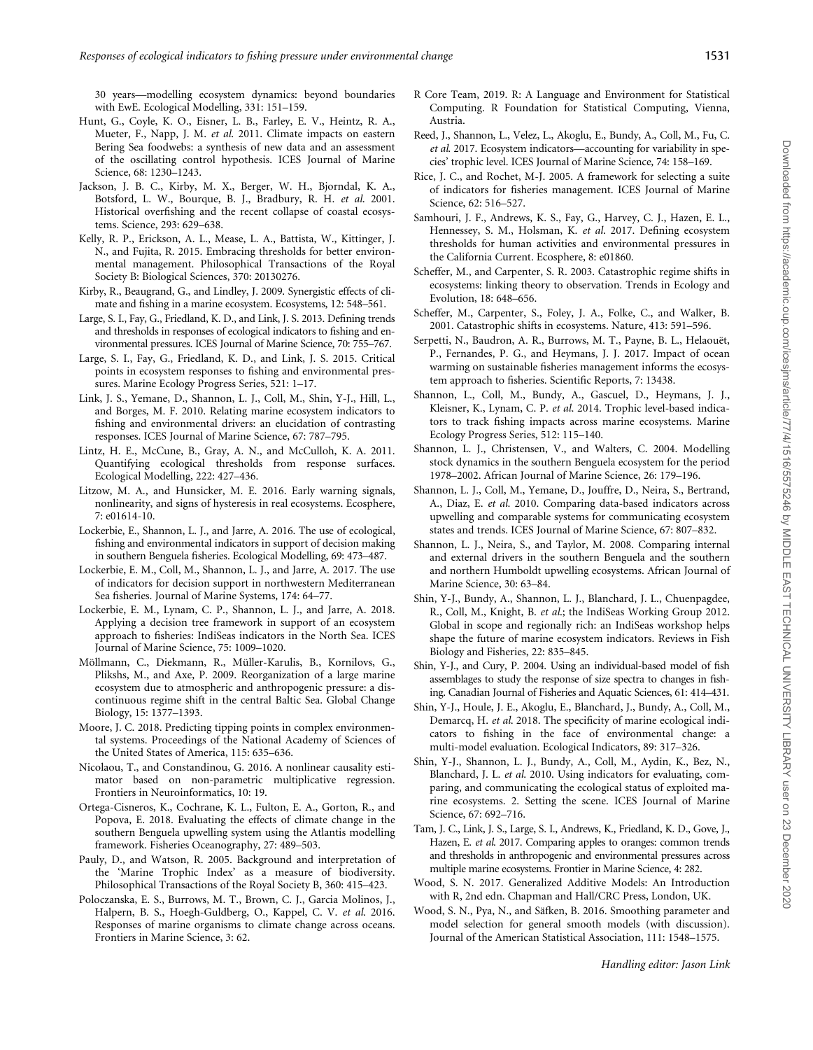30 years—modelling ecosystem dynamics: beyond boundaries with EwE. Ecological Modelling, 331: 151–159.

Hunt, G., Coyle, K. O., Eisner, L. B., Farley, E. V., Heintz, R. A., Mueter, F., Napp, J. M. *et al*. 2011. Climate impacts on eastern Bering Sea foodwebs: a synthesis of new data and an assessment of the oscillating control hypothesis. ICES Journal of Marine Science, 68: 1230–1243.

Jackson, J. B. C., Kirby, M. X., Berger, W. H., Bjorndal, K. A., Botsford, L. W., Bourque, B. J., Bradbury, R. H. *et al*. 2001. Historical overfishing and the recent collapse of coastal ecosystems. Science, 293: 629–638.

Kelly, R. P., Erickson, A. L., Mease, L. A., Battista, W., Kittinger, J. N., and Fujita, R. 2015. Embracing thresholds for better environmental management. Philosophical Transactions of the Royal Society B: Biological Sciences, 370: 20130276.

Kirby, R., Beaugrand, G., and Lindley, J. 2009. Synergistic effects of climate and fishing in a marine ecosystem. Ecosystems, 12: 548–561.

Large, S. I., Fay, G., Friedland, K. D., and Link, J. S. 2013. Defining trends and thresholds in responses of ecological indicators to fishing and environmental pressures. ICES Journal of Marine Science, 70: 755–767.

Large, S. I., Fay, G., Friedland, K. D., and Link, J. S. 2015. Critical points in ecosystem responses to fishing and environmental pressures. Marine Ecology Progress Series, 521: 1–17.

Link, J. S., Yemane, D., Shannon, L. J., Coll, M., Shin, Y-J., Hill, L., and Borges, M. F. 2010. Relating marine ecosystem indicators to fishing and environmental drivers: an elucidation of contrasting responses. ICES Journal of Marine Science, 67: 787–795.

Lintz, H. E., McCune, B., Gray, A. N., and McCulloh, K. A. 2011. Quantifying ecological thresholds from response surfaces. Ecological Modelling, 222: 427–436.

Litzow, M. A., and Hunsicker, M. E. 2016. Early warning signals, nonlinearity, and signs of hysteresis in real ecosystems. Ecosphere, 7: e01614-10.

Lockerbie, E., Shannon, L. J., and Jarre, A. 2016. The use of ecological, fishing and environmental indicators in support of decision making in southern Benguela fisheries. Ecological Modelling, 69: 473–487.

Lockerbie, E. M., Coll, M., Shannon, L. J., and Jarre, A. 2017. The use of indicators for decision support in northwestern Mediterranean Sea fisheries. Journal of Marine Systems, 174: 64–77.

Lockerbie, E. M., Lynam, C. P., Shannon, L. J., and Jarre, A. 2018. Applying a decision tree framework in support of an ecosystem approach to fisheries: IndiSeas indicators in the North Sea. ICES Journal of Marine Science, 75: 1009–1020.

Möllmann, C., Diekmann, R., Müller-Karulis, B., Kornilovs, G., Plikshs, M., and Axe, P. 2009. Reorganization of a large marine ecosystem due to atmospheric and anthropogenic pressure: a discontinuous regime shift in the central Baltic Sea. Global Change Biology, 15: 1377–1393.

Moore, J. C. 2018. Predicting tipping points in complex environmental systems. Proceedings of the National Academy of Sciences of the United States of America, 115: 635–636.

Nicolaou, T., and Constandinou, G. 2016. A nonlinear causality estimator based on non-parametric multiplicative regression. Frontiers in Neuroinformatics, 10: 19.

Ortega-Cisneros, K., Cochrane, K. L., Fulton, E. A., Gorton, R., and Popova, E. 2018. Evaluating the effects of climate change in the southern Benguela upwelling system using the Atlantis modelling framework. Fisheries Oceanography, 27: 489–503.

Pauly, D., and Watson, R. 2005. Background and interpretation of the 'Marine Trophic Index' as a measure of biodiversity. Philosophical Transactions of the Royal Society B, 360: 415–423.

Poloczanska, E. S., Burrows, M. T., Brown, C. J., Garcia Molinos, J., Halpern, B. S., Hoegh-Guldberg, O., Kappel, C. V. *et al*. 2016. Responses of marine organisms to climate change across oceans. Frontiers in Marine Science, 3: 62.

R Core Team, 2019. R: A Language and Environment for Statistical Computing. R Foundation for Statistical Computing, Vienna, Austria.

Reed, J., Shannon, L., Velez, L., Akoglu, E., Bundy, A., Coll, M., Fu, C. *et al*. 2017. Ecosystem indicators—accounting for variability in species' trophic level. ICES Journal of Marine Science, 74: 158–169.

Rice, J. C., and Rochet, M-J. 2005. A framework for selecting a suite of indicators for fisheries management. ICES Journal of Marine Science, 62: 516–527.

Samhouri, J. F., Andrews, K. S., Fay, G., Harvey, C. J., Hazen, E. L., Hennessey, S. M., Holsman, K. *et al*. 2017. Defining ecosystem thresholds for human activities and environmental pressures in the California Current. Ecosphere, 8: e01860.

Scheffer, M., and Carpenter, S. R. 2003. Catastrophic regime shifts in ecosystems: linking theory to observation. Trends in Ecology and Evolution, 18: 648–656.

Scheffer, M., Carpenter, S., Foley, J. A., Folke, C., and Walker, B. 2001. Catastrophic shifts in ecosystems. Nature, 413: 591–596.

Serpetti, N., Baudron, A. R., Burrows, M. T., Payne, B. L., Helaouët, P., Fernandes, P. G., and Heymans, J. J. 2017. Impact of ocean warming on sustainable fisheries management informs the ecosystem approach to fisheries. Scientific Reports, 7: 13438.

Shannon, L., Coll, M., Bundy, A., Gascuel, D., Heymans, J. J., Kleisner, K., Lynam, C. P. *et al*. 2014. Trophic level-based indicators to track fishing impacts across marine ecosystems. Marine Ecology Progress Series, 512: 115–140.

Shannon, L. J., Christensen, V., and Walters, C. 2004. Modelling stock dynamics in the southern Benguela ecosystem for the period 1978–2002. African Journal of Marine Science, 26: 179–196.

Shannon, L. J., Coll, M., Yemane, D., Jouffre, D., Neira, S., Bertrand, A., Diaz, E. *et al*. 2010. Comparing data-based indicators across upwelling and comparable systems for communicating ecosystem states and trends. ICES Journal of Marine Science, 67: 807–832.

Shannon, L. J., Neira, S., and Taylor, M. 2008. Comparing internal and external drivers in the southern Benguela and the southern and northern Humboldt upwelling ecosystems. African Journal of Marine Science, 30: 63–84.

Shin, Y-J., Bundy, A., Shannon, L. J., Blanchard, J. L., Chuenpagdee, R., Coll, M., Knight, B. *et al*.; the IndiSeas Working Group 2012. Global in scope and regionally rich: an IndiSeas workshop helps shape the future of marine ecosystem indicators. Reviews in Fish Biology and Fisheries, 22: 835–845.

Shin, Y-J., and Cury, P. 2004. Using an individual-based model of fish assemblages to study the response of size spectra to changes in fishing. Canadian Journal of Fisheries and Aquatic Sciences, 61: 414–431.

Shin, Y-J., Houle, J. E., Akoglu, E., Blanchard, J., Bundy, A., Coll, M., Demarcq, H. *et al*. 2018. The specificity of marine ecological indicators to fishing in the face of environmental change: a multi-model evaluation. Ecological Indicators, 89: 317–326.

Shin, Y-J., Shannon, L. J., Bundy, A., Coll, M., Aydin, K., Bez, N., Blanchard, J. L. *et al*. 2010. Using indicators for evaluating, comparing, and communicating the ecological status of exploited marine ecosystems. 2. Setting the scene. ICES Journal of Marine Science, 67: 692–716.

Tam, J. C., Link, J. S., Large, S. I., Andrews, K., Friedland, K. D., Gove, J., Hazen, E. *et al*. 2017. Comparing apples to oranges: common trends and thresholds in anthropogenic and environmental pressures across multiple marine ecosystems. Frontier in Marine Science, 4: 282.

Wood, S. N. 2017. Generalized Additive Models: An Introduction with R, 2nd edn. Chapman and Hall/CRC Press, London, UK.

Wood, S. N., Pya, N., and Säfken, B. 2016. Smoothing parameter and model selection for general smooth models (with discussion). Journal of the American Statistical Association, 111: 1548–1575.

*Handling editor: Jason Link*